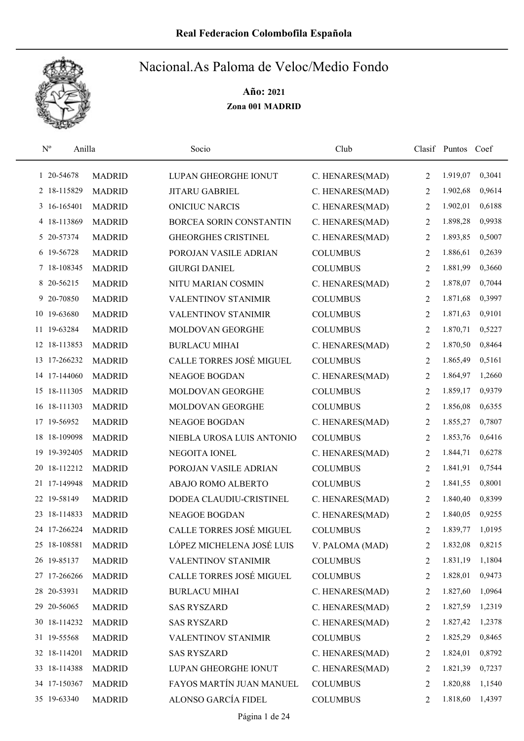# Real Federacion Colombofila Española

## Nacional.As Paloma de Veloc/Medio Fondo

**Año: 2021**

**Zona 001 MADRID**

| Nº | Anilla | | Socio | Club | Clasif | Puntos | Coef |
|---|---|---|---|---|---|---|---|
| 1 | 20-54678 | MADRID | LUPAN GHEORGHE IONUT | C. HENARES(MAD) | 2 | 1.919,07 | 0,3041 |
| 2 | 18-115829 | MADRID | JITARU GABRIEL | C. HENARES(MAD) | 2 | 1.902,68 | 0,9614 |
| 3 | 16-165401 | MADRID | ONICIUC NARCIS | C. HENARES(MAD) | 2 | 1.902,01 | 0,6188 |
| 4 | 18-113869 | MADRID | BORCEA SORIN CONSTANTIN | C. HENARES(MAD) | 2 | 1.898,28 | 0,9938 |
| 5 | 20-57374 | MADRID | GHEORGHES CRISTINEL | C. HENARES(MAD) | 2 | 1.893,85 | 0,5007 |
| 6 | 19-56728 | MADRID | POROJAN VASILE ADRIAN | COLUMBUS | 2 | 1.886,61 | 0,2639 |
| 7 | 18-108345 | MADRID | GIURGI DANIEL | COLUMBUS | 2 | 1.881,99 | 0,3660 |
| 8 | 20-56215 | MADRID | NITU MARIAN COSMIN | C. HENARES(MAD) | 2 | 1.878,07 | 0,7044 |
| 9 | 20-70850 | MADRID | VALENTINOV STANIMIR | COLUMBUS | 2 | 1.871,68 | 0,3997 |
| 10 | 19-63680 | MADRID | VALENTINOV STANIMIR | COLUMBUS | 2 | 1.871,63 | 0,9101 |
| 11 | 19-63284 | MADRID | MOLDOVAN GEORGHE | COLUMBUS | 2 | 1.870,71 | 0,5227 |
| 12 | 18-113853 | MADRID | BURLACU MIHAI | C. HENARES(MAD) | 2 | 1.870,50 | 0,8464 |
| 13 | 17-266232 | MADRID | CALLE TORRES JOSÉ MIGUEL | COLUMBUS | 2 | 1.865,49 | 0,5161 |
| 14 | 17-144060 | MADRID | NEAGOE BOGDAN | C. HENARES(MAD) | 2 | 1.864,97 | 1,2660 |
| 15 | 18-111305 | MADRID | MOLDOVAN GEORGHE | COLUMBUS | 2 | 1.859,17 | 0,9379 |
| 16 | 18-111303 | MADRID | MOLDOVAN GEORGHE | COLUMBUS | 2 | 1.856,08 | 0,6355 |
| 17 | 19-56952 | MADRID | NEAGOE BOGDAN | C. HENARES(MAD) | 2 | 1.855,27 | 0,7807 |
| 18 | 18-109098 | MADRID | NIEBLA UROSA LUIS ANTONIO | COLUMBUS | 2 | 1.853,76 | 0,6416 |
| 19 | 19-392405 | MADRID | NEGOITA IONEL | C. HENARES(MAD) | 2 | 1.844,71 | 0,6278 |
| 20 | 18-112212 | MADRID | POROJAN VASILE ADRIAN | COLUMBUS | 2 | 1.841,91 | 0,7544 |
| 21 | 17-149948 | MADRID | ABAJO ROMO ALBERTO | COLUMBUS | 2 | 1.841,55 | 0,8001 |
| 22 | 19-58149 | MADRID | DODEA CLAUDIU-CRISTINEL | C. HENARES(MAD) | 2 | 1.840,40 | 0,8399 |
| 23 | 18-114833 | MADRID | NEAGOE BOGDAN | C. HENARES(MAD) | 2 | 1.840,05 | 0,9255 |
| 24 | 17-266224 | MADRID | CALLE TORRES JOSÉ MIGUEL | COLUMBUS | 2 | 1.839,77 | 1,0195 |
| 25 | 18-108581 | MADRID | LÓPEZ MICHELENA JOSÉ LUIS | V. PALOMA (MAD) | 2 | 1.832,08 | 0,8215 |
| 26 | 19-85137 | MADRID | VALENTINOV STANIMIR | COLUMBUS | 2 | 1.831,19 | 1,1804 |
| 27 | 17-266266 | MADRID | CALLE TORRES JOSÉ MIGUEL | COLUMBUS | 2 | 1.828,01 | 0,9473 |
| 28 | 20-53931 | MADRID | BURLACU MIHAI | C. HENARES(MAD) | 2 | 1.827,60 | 1,0964 |
| 29 | 20-56065 | MADRID | SAS RYSZARD | C. HENARES(MAD) | 2 | 1.827,59 | 1,2319 |
| 30 | 18-114232 | MADRID | SAS RYSZARD | C. HENARES(MAD) | 2 | 1.827,42 | 1,2378 |
| 31 | 19-55568 | MADRID | VALENTINOV STANIMIR | COLUMBUS | 2 | 1.825,29 | 0,8465 |
| 32 | 18-114201 | MADRID | SAS RYSZARD | C. HENARES(MAD) | 2 | 1.824,01 | 0,8792 |
| 33 | 18-114388 | MADRID | LUPAN GHEORGHE IONUT | C. HENARES(MAD) | 2 | 1.821,39 | 0,7237 |
| 34 | 17-150367 | MADRID | FAYOS MARTÍN JUAN MANUEL | COLUMBUS | 2 | 1.820,88 | 1,1540 |
| 35 | 19-63340 | MADRID | ALONSO GARCÍA FIDEL | COLUMBUS | 2 | 1.818,60 | 1,4397 |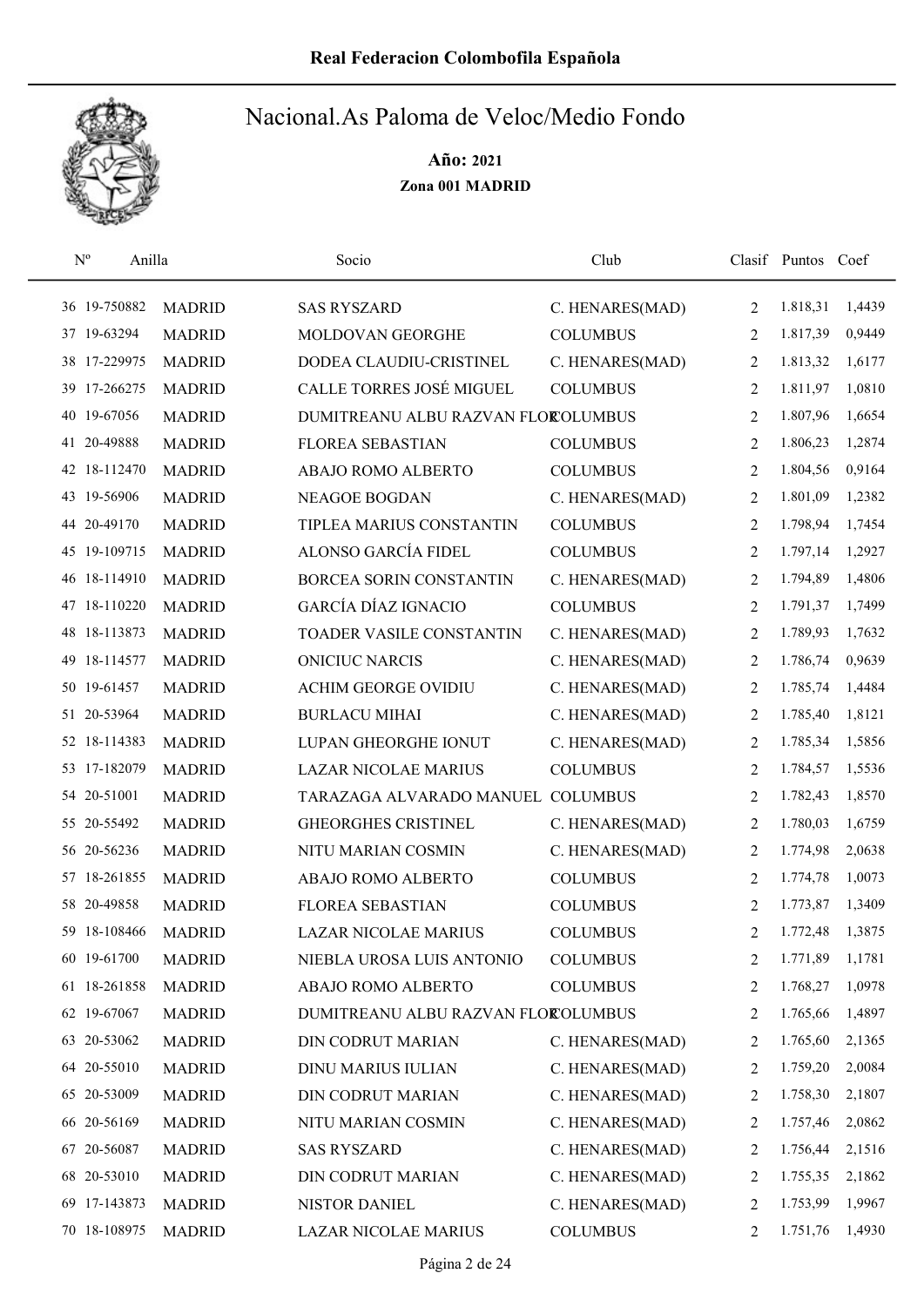# Real Federacion Colombofila Española

## Nacional.As Paloma de Veloc/Medio Fondo

**Año: 2021**

**Zona 001 MADRID**

| Nº | Anilla | | Socio | Club | Clasif | Puntos | Coef |
|---|---|---|---|---|---|---|---|
| 36 | 19-750882 | MADRID | SAS RYSZARD | C. HENARES(MAD) | 2 | 1.818,31 | 1,4439 |
| 37 | 19-63294 | MADRID | MOLDOVAN GEORGHE | COLUMBUS | 2 | 1.817,39 | 0,9449 |
| 38 | 17-229975 | MADRID | DODEA CLAUDIU-CRISTINEL | C. HENARES(MAD) | 2 | 1.813,32 | 1,6177 |
| 39 | 17-266275 | MADRID | CALLE TORRES JOSÉ MIGUEL | COLUMBUS | 2 | 1.811,97 | 1,0810 |
| 40 | 19-67056 | MADRID | DUMITREANU ALBU RAZVAN FLOR | COLUMBUS | 2 | 1.807,96 | 1,6654 |
| 41 | 20-49888 | MADRID | FLOREA SEBASTIAN | COLUMBUS | 2 | 1.806,23 | 1,2874 |
| 42 | 18-112470 | MADRID | ABAJO ROMO ALBERTO | COLUMBUS | 2 | 1.804,56 | 0,9164 |
| 43 | 19-56906 | MADRID | NEAGOE BOGDAN | C. HENARES(MAD) | 2 | 1.801,09 | 1,2382 |
| 44 | 20-49170 | MADRID | TIPLEA MARIUS CONSTANTIN | COLUMBUS | 2 | 1.798,94 | 1,7454 |
| 45 | 19-109715 | MADRID | ALONSO GARCÍA FIDEL | COLUMBUS | 2 | 1.797,14 | 1,2927 |
| 46 | 18-114910 | MADRID | BORCEA SORIN CONSTANTIN | C. HENARES(MAD) | 2 | 1.794,89 | 1,4806 |
| 47 | 18-110220 | MADRID | GARCÍA DÍAZ IGNACIO | COLUMBUS | 2 | 1.791,37 | 1,7499 |
| 48 | 18-113873 | MADRID | TOADER VASILE CONSTANTIN | C. HENARES(MAD) | 2 | 1.789,93 | 1,7632 |
| 49 | 18-114577 | MADRID | ONICIUC NARCIS | C. HENARES(MAD) | 2 | 1.786,74 | 0,9639 |
| 50 | 19-61457 | MADRID | ACHIM GEORGE OVIDIU | C. HENARES(MAD) | 2 | 1.785,74 | 1,4484 |
| 51 | 20-53964 | MADRID | BURLACU MIHAI | C. HENARES(MAD) | 2 | 1.785,40 | 1,8121 |
| 52 | 18-114383 | MADRID | LUPAN GHEORGHE IONUT | C. HENARES(MAD) | 2 | 1.785,34 | 1,5856 |
| 53 | 17-182079 | MADRID | LAZAR NICOLAE MARIUS | COLUMBUS | 2 | 1.784,57 | 1,5536 |
| 54 | 20-51001 | MADRID | TARAZAGA ALVARADO MANUEL | COLUMBUS | 2 | 1.782,43 | 1,8570 |
| 55 | 20-55492 | MADRID | GHEORGHES CRISTINEL | C. HENARES(MAD) | 2 | 1.780,03 | 1,6759 |
| 56 | 20-56236 | MADRID | NITU MARIAN COSMIN | C. HENARES(MAD) | 2 | 1.774,98 | 2,0638 |
| 57 | 18-261855 | MADRID | ABAJO ROMO ALBERTO | COLUMBUS | 2 | 1.774,78 | 1,0073 |
| 58 | 20-49858 | MADRID | FLOREA SEBASTIAN | COLUMBUS | 2 | 1.773,87 | 1,3409 |
| 59 | 18-108466 | MADRID | LAZAR NICOLAE MARIUS | COLUMBUS | 2 | 1.772,48 | 1,3875 |
| 60 | 19-61700 | MADRID | NIEBLA UROSA LUIS ANTONIO | COLUMBUS | 2 | 1.771,89 | 1,1781 |
| 61 | 18-261858 | MADRID | ABAJO ROMO ALBERTO | COLUMBUS | 2 | 1.768,27 | 1,0978 |
| 62 | 19-67067 | MADRID | DUMITREANU ALBU RAZVAN FLOR | COLUMBUS | 2 | 1.765,66 | 1,4897 |
| 63 | 20-53062 | MADRID | DIN CODRUT MARIAN | C. HENARES(MAD) | 2 | 1.765,60 | 2,1365 |
| 64 | 20-55010 | MADRID | DINU MARIUS IULIAN | C. HENARES(MAD) | 2 | 1.759,20 | 2,0084 |
| 65 | 20-53009 | MADRID | DIN CODRUT MARIAN | C. HENARES(MAD) | 2 | 1.758,30 | 2,1807 |
| 66 | 20-56169 | MADRID | NITU MARIAN COSMIN | C. HENARES(MAD) | 2 | 1.757,46 | 2,0862 |
| 67 | 20-56087 | MADRID | SAS RYSZARD | C. HENARES(MAD) | 2 | 1.756,44 | 2,1516 |
| 68 | 20-53010 | MADRID | DIN CODRUT MARIAN | C. HENARES(MAD) | 2 | 1.755,35 | 2,1862 |
| 69 | 17-143873 | MADRID | NISTOR DANIEL | C. HENARES(MAD) | 2 | 1.753,99 | 1,9967 |
| 70 | 18-108975 | MADRID | LAZAR NICOLAE MARIUS | COLUMBUS | 2 | 1.751,76 | 1,4930 |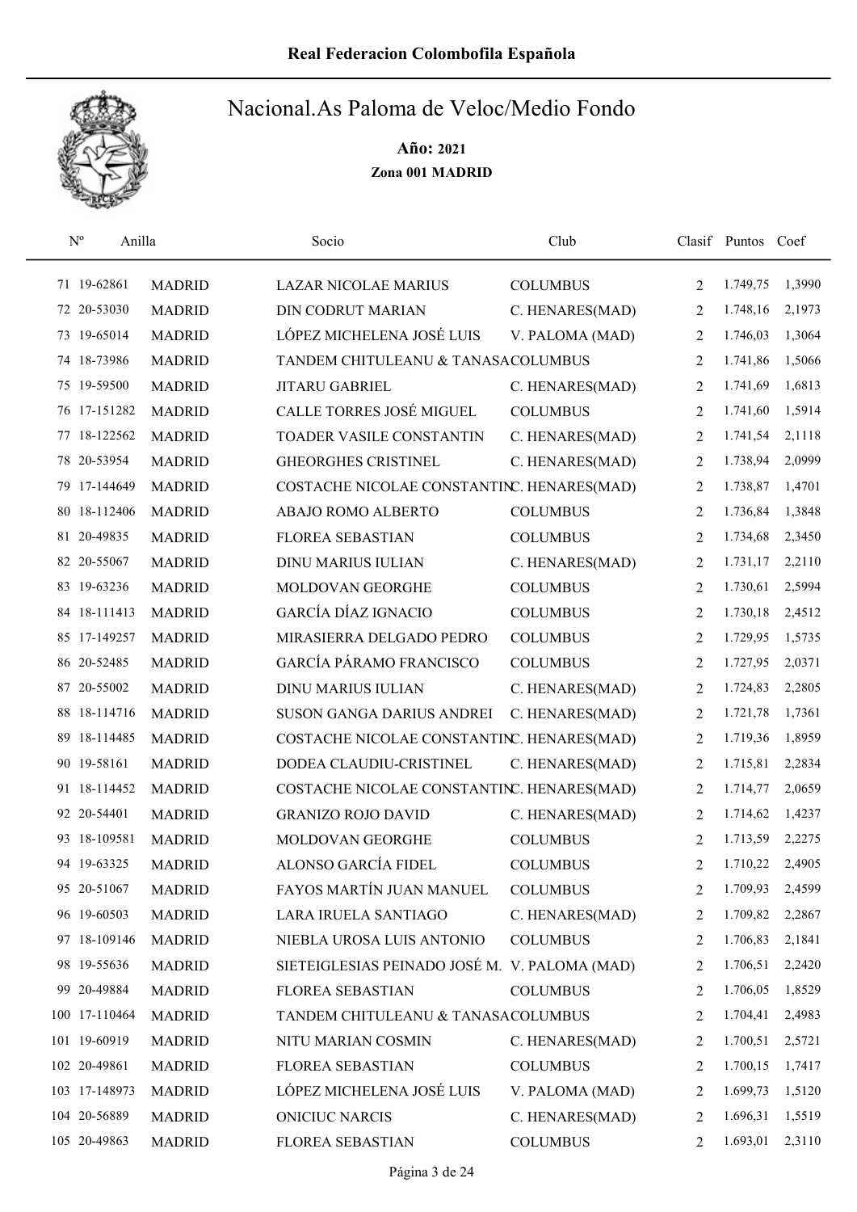# Real Federacion Colombofila Española

## Nacional.As Paloma de Veloc/Medio Fondo

**Año: 2021**

**Zona 001 MADRID**

| Nº | Anilla | | Socio | Club | Clasif | Puntos | Coef |
|---|---|---|---|---|---|---|---|
| 71 | 19-62861 | MADRID | LAZAR NICOLAE MARIUS | COLUMBUS | 2 | 1.749,75 | 1,3990 |
| 72 | 20-53030 | MADRID | DIN CODRUT MARIAN | C. HENARES(MAD) | 2 | 1.748,16 | 2,1973 |
| 73 | 19-65014 | MADRID | LÓPEZ MICHELENA JOSÉ LUIS | V. PALOMA (MAD) | 2 | 1.746,03 | 1,3064 |
| 74 | 18-73986 | MADRID | TANDEM CHITULEANU & TANASA | COLUMBUS | 2 | 1.741,86 | 1,5066 |
| 75 | 19-59500 | MADRID | JITARU GABRIEL | C. HENARES(MAD) | 2 | 1.741,69 | 1,6813 |
| 76 | 17-151282 | MADRID | CALLE TORRES JOSÉ MIGUEL | COLUMBUS | 2 | 1.741,60 | 1,5914 |
| 77 | 18-122562 | MADRID | TOADER VASILE CONSTANTIN | C. HENARES(MAD) | 2 | 1.741,54 | 2,1118 |
| 78 | 20-53954 | MADRID | GHEORGHES CRISTINEL | C. HENARES(MAD) | 2 | 1.738,94 | 2,0999 |
| 79 | 17-144649 | MADRID | COSTACHE NICOLAE CONSTANTIN | C. HENARES(MAD) | 2 | 1.738,87 | 1,4701 |
| 80 | 18-112406 | MADRID | ABAJO ROMO ALBERTO | COLUMBUS | 2 | 1.736,84 | 1,3848 |
| 81 | 20-49835 | MADRID | FLOREA SEBASTIAN | COLUMBUS | 2 | 1.734,68 | 2,3450 |
| 82 | 20-55067 | MADRID | DINU MARIUS IULIAN | C. HENARES(MAD) | 2 | 1.731,17 | 2,2110 |
| 83 | 19-63236 | MADRID | MOLDOVAN GEORGHE | COLUMBUS | 2 | 1.730,61 | 2,5994 |
| 84 | 18-111413 | MADRID | GARCÍA DÍAZ IGNACIO | COLUMBUS | 2 | 1.730,18 | 2,4512 |
| 85 | 17-149257 | MADRID | MIRASIERRA DELGADO PEDRO | COLUMBUS | 2 | 1.729,95 | 1,5735 |
| 86 | 20-52485 | MADRID | GARCÍA PÁRAMO FRANCISCO | COLUMBUS | 2 | 1.727,95 | 2,0371 |
| 87 | 20-55002 | MADRID | DINU MARIUS IULIAN | C. HENARES(MAD) | 2 | 1.724,83 | 2,2805 |
| 88 | 18-114716 | MADRID | SUSON GANGA DARIUS ANDREI | C. HENARES(MAD) | 2 | 1.721,78 | 1,7361 |
| 89 | 18-114485 | MADRID | COSTACHE NICOLAE CONSTANTIN | C. HENARES(MAD) | 2 | 1.719,36 | 1,8959 |
| 90 | 19-58161 | MADRID | DODEA CLAUDIU-CRISTINEL | C. HENARES(MAD) | 2 | 1.715,81 | 2,2834 |
| 91 | 18-114452 | MADRID | COSTACHE NICOLAE CONSTANTIN | C. HENARES(MAD) | 2 | 1.714,77 | 2,0659 |
| 92 | 20-54401 | MADRID | GRANIZO ROJO DAVID | C. HENARES(MAD) | 2 | 1.714,62 | 1,4237 |
| 93 | 18-109581 | MADRID | MOLDOVAN GEORGHE | COLUMBUS | 2 | 1.713,59 | 2,2275 |
| 94 | 19-63325 | MADRID | ALONSO GARCÍA FIDEL | COLUMBUS | 2 | 1.710,22 | 2,4905 |
| 95 | 20-51067 | MADRID | FAYOS MARTÍN JUAN MANUEL | COLUMBUS | 2 | 1.709,93 | 2,4599 |
| 96 | 19-60503 | MADRID | LARA IRUELA SANTIAGO | C. HENARES(MAD) | 2 | 1.709,82 | 2,2867 |
| 97 | 18-109146 | MADRID | NIEBLA UROSA LUIS ANTONIO | COLUMBUS | 2 | 1.706,83 | 2,1841 |
| 98 | 19-55636 | MADRID | SIETEIGLESIAS PEINADO JOSÉ M. | V. PALOMA (MAD) | 2 | 1.706,51 | 2,2420 |
| 99 | 20-49884 | MADRID | FLOREA SEBASTIAN | COLUMBUS | 2 | 1.706,05 | 1,8529 |
| 100 | 17-110464 | MADRID | TANDEM CHITULEANU & TANASA | COLUMBUS | 2 | 1.704,41 | 2,4983 |
| 101 | 19-60919 | MADRID | NITU MARIAN COSMIN | C. HENARES(MAD) | 2 | 1.700,51 | 2,5721 |
| 102 | 20-49861 | MADRID | FLOREA SEBASTIAN | COLUMBUS | 2 | 1.700,15 | 1,7417 |
| 103 | 17-148973 | MADRID | LÓPEZ MICHELENA JOSÉ LUIS | V. PALOMA (MAD) | 2 | 1.699,73 | 1,5120 |
| 104 | 20-56889 | MADRID | ONICIUC NARCIS | C. HENARES(MAD) | 2 | 1.696,31 | 1,5519 |
| 105 | 20-49863 | MADRID | FLOREA SEBASTIAN | COLUMBUS | 2 | 1.693,01 | 2,3110 |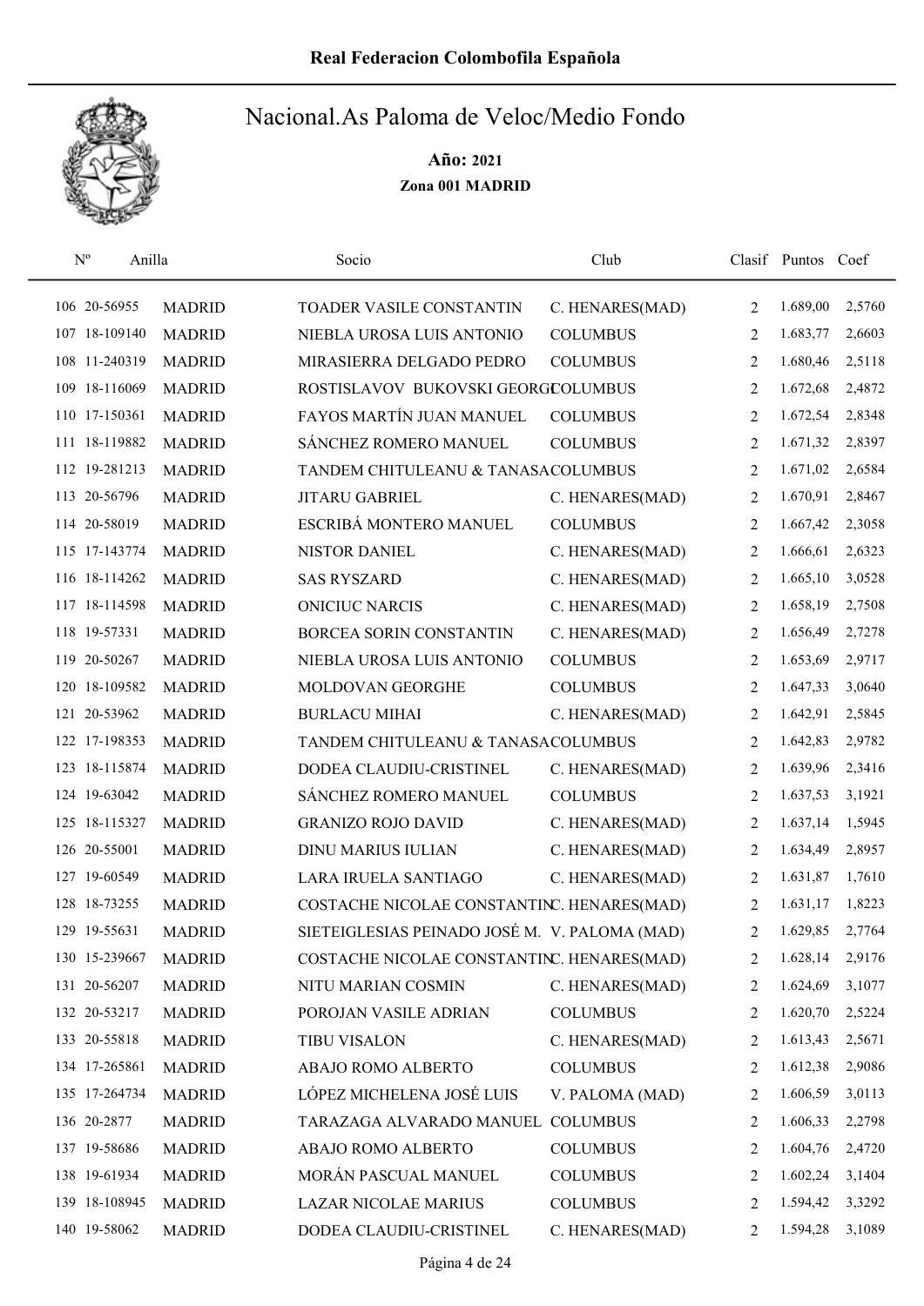# Nacional.As Paloma de Veloc/Medio Fondo

**Año: 2021**

**Zona 001 MADRID**

| Nº | Anilla | | Socio | Club | Clasif | Puntos | Coef |
|---|---|---|---|---|---|---|---|
| 106 | 20-56955 | MADRID | TOADER VASILE CONSTANTIN | C. HENARES(MAD) | 2 | 1.689,00 | 2,5760 |
| 107 | 18-109140 | MADRID | NIEBLA UROSA LUIS ANTONIO | COLUMBUS | 2 | 1.683,77 | 2,6603 |
| 108 | 11-240319 | MADRID | MIRASIERRA DELGADO PEDRO | COLUMBUS | 2 | 1.680,46 | 2,5118 |
| 109 | 18-116069 | MADRID | ROSTISLAVOV BUKOVSKI GEORGI | COLUMBUS | 2 | 1.672,68 | 2,4872 |
| 110 | 17-150361 | MADRID | FAYOS MARTÍN JUAN MANUEL | COLUMBUS | 2 | 1.672,54 | 2,8348 |
| 111 | 18-119882 | MADRID | SÁNCHEZ ROMERO MANUEL | COLUMBUS | 2 | 1.671,32 | 2,8397 |
| 112 | 19-281213 | MADRID | TANDEM CHITULEANU & TANASA | COLUMBUS | 2 | 1.671,02 | 2,6584 |
| 113 | 20-56796 | MADRID | JITARU GABRIEL | C. HENARES(MAD) | 2 | 1.670,91 | 2,8467 |
| 114 | 20-58019 | MADRID | ESCRIBÁ MONTERO MANUEL | COLUMBUS | 2 | 1.667,42 | 2,3058 |
| 115 | 17-143774 | MADRID | NISTOR DANIEL | C. HENARES(MAD) | 2 | 1.666,61 | 2,6323 |
| 116 | 18-114262 | MADRID | SAS RYSZARD | C. HENARES(MAD) | 2 | 1.665,10 | 3,0528 |
| 117 | 18-114598 | MADRID | ONICIUC NARCIS | C. HENARES(MAD) | 2 | 1.658,19 | 2,7508 |
| 118 | 19-57331 | MADRID | BORCEA SORIN CONSTANTIN | C. HENARES(MAD) | 2 | 1.656,49 | 2,7278 |
| 119 | 20-50267 | MADRID | NIEBLA UROSA LUIS ANTONIO | COLUMBUS | 2 | 1.653,69 | 2,9717 |
| 120 | 18-109582 | MADRID | MOLDOVAN GEORGHE | COLUMBUS | 2 | 1.647,33 | 3,0640 |
| 121 | 20-53962 | MADRID | BURLACU MIHAI | C. HENARES(MAD) | 2 | 1.642,91 | 2,5845 |
| 122 | 17-198353 | MADRID | TANDEM CHITULEANU & TANASA | COLUMBUS | 2 | 1.642,83 | 2,9782 |
| 123 | 18-115874 | MADRID | DODEA CLAUDIU-CRISTINEL | C. HENARES(MAD) | 2 | 1.639,96 | 2,3416 |
| 124 | 19-63042 | MADRID | SÁNCHEZ ROMERO MANUEL | COLUMBUS | 2 | 1.637,53 | 3,1921 |
| 125 | 18-115327 | MADRID | GRANIZO ROJO DAVID | C. HENARES(MAD) | 2 | 1.637,14 | 1,5945 |
| 126 | 20-55001 | MADRID | DINU MARIUS IULIAN | C. HENARES(MAD) | 2 | 1.634,49 | 2,8957 |
| 127 | 19-60549 | MADRID | LARA IRUELA SANTIAGO | C. HENARES(MAD) | 2 | 1.631,87 | 1,7610 |
| 128 | 18-73255 | MADRID | COSTACHE NICOLAE CONSTANTIN | C. HENARES(MAD) | 2 | 1.631,17 | 1,8223 |
| 129 | 19-55631 | MADRID | SIETEIGLESIAS PEINADO JOSÉ M. | V. PALOMA (MAD) | 2 | 1.629,85 | 2,7764 |
| 130 | 15-239667 | MADRID | COSTACHE NICOLAE CONSTANTIN | C. HENARES(MAD) | 2 | 1.628,14 | 2,9176 |
| 131 | 20-56207 | MADRID | NITU MARIAN COSMIN | C. HENARES(MAD) | 2 | 1.624,69 | 3,1077 |
| 132 | 20-53217 | MADRID | POROJAN VASILE ADRIAN | COLUMBUS | 2 | 1.620,70 | 2,5224 |
| 133 | 20-55818 | MADRID | TIBU VISALON | C. HENARES(MAD) | 2 | 1.613,43 | 2,5671 |
| 134 | 17-265861 | MADRID | ABAJO ROMO ALBERTO | COLUMBUS | 2 | 1.612,38 | 2,9086 |
| 135 | 17-264734 | MADRID | LÓPEZ MICHELENA JOSÉ LUIS | V. PALOMA (MAD) | 2 | 1.606,59 | 3,0113 |
| 136 | 20-2877 | MADRID | TARAZAGA ALVARADO MANUEL | COLUMBUS | 2 | 1.606,33 | 2,2798 |
| 137 | 19-58686 | MADRID | ABAJO ROMO ALBERTO | COLUMBUS | 2 | 1.604,76 | 2,4720 |
| 138 | 19-61934 | MADRID | MORÁN PASCUAL MANUEL | COLUMBUS | 2 | 1.602,24 | 3,1404 |
| 139 | 18-108945 | MADRID | LAZAR NICOLAE MARIUS | COLUMBUS | 2 | 1.594,42 | 3,3292 |
| 140 | 19-58062 | MADRID | DODEA CLAUDIU-CRISTINEL | C. HENARES(MAD) | 2 | 1.594,28 | 3,1089 |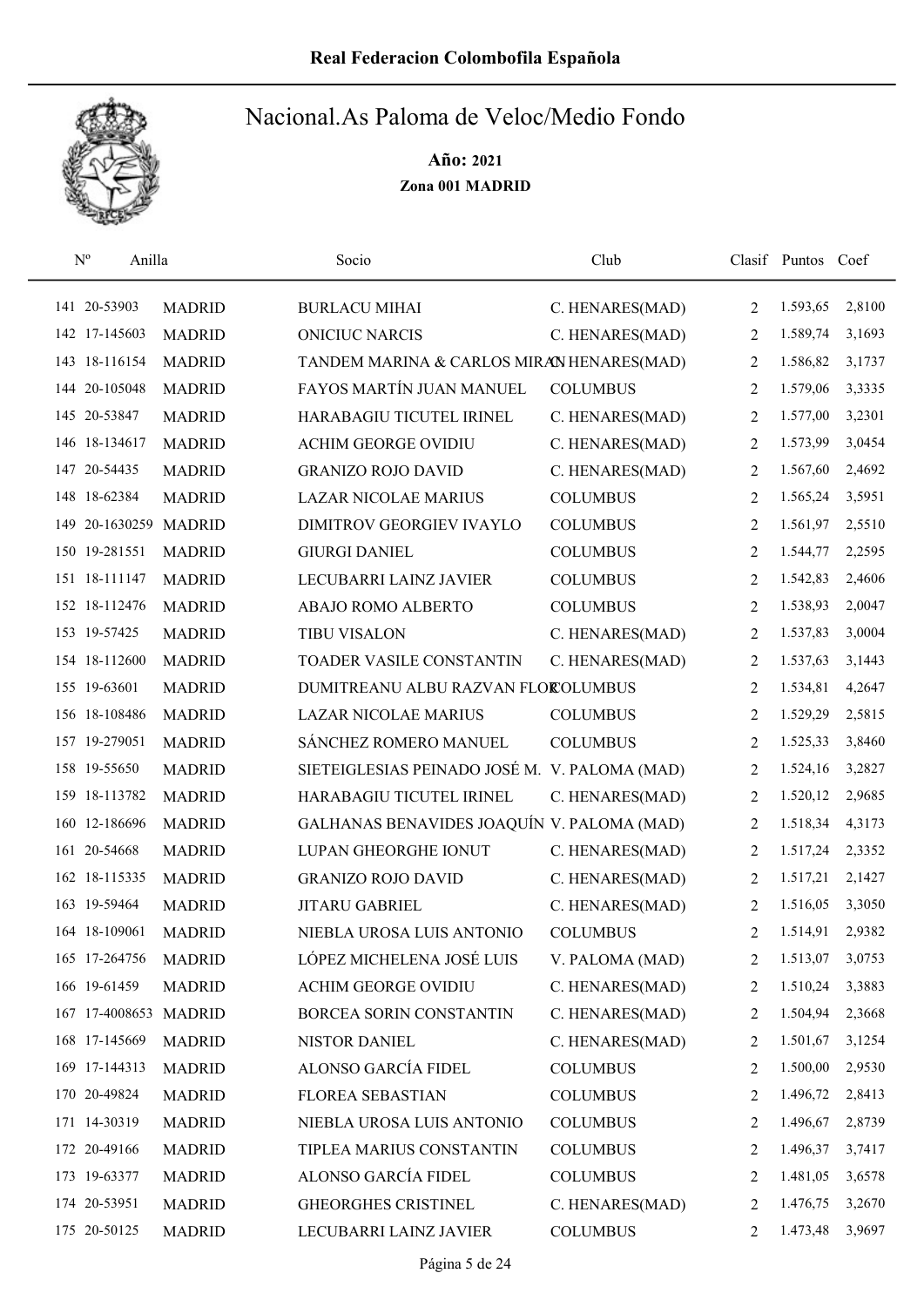# Real Federacion Colombofila Española

## Nacional.As Paloma de Veloc/Medio Fondo

**Año: 2021**

**Zona 001 MADRID**

| Nº | Anilla | | Socio | Club | Clasif | Puntos | Coef |
|---|---|---|---|---|---|---|---|
| 141 | 20-53903 | MADRID | BURLACU MIHAI | C. HENARES(MAD) | 2 | 1.593,65 | 2,8100 |
| 142 | 17-145603 | MADRID | ONICIUC NARCIS | C. HENARES(MAD) | 2 | 1.589,74 | 3,1693 |
| 143 | 18-116154 | MADRID | TANDEM MARINA & CARLOS MIRA | C. HENARES(MAD) | 2 | 1.586,82 | 3,1737 |
| 144 | 20-105048 | MADRID | FAYOS MARTÍN JUAN MANUEL | COLUMBUS | 2 | 1.579,06 | 3,3335 |
| 145 | 20-53847 | MADRID | HARABAGIU TICUTEL IRINEL | C. HENARES(MAD) | 2 | 1.577,00 | 3,2301 |
| 146 | 18-134617 | MADRID | ACHIM GEORGE OVIDIU | C. HENARES(MAD) | 2 | 1.573,99 | 3,0454 |
| 147 | 20-54435 | MADRID | GRANIZO ROJO DAVID | C. HENARES(MAD) | 2 | 1.567,60 | 2,4692 |
| 148 | 18-62384 | MADRID | LAZAR NICOLAE MARIUS | COLUMBUS | 2 | 1.565,24 | 3,5951 |
| 149 | 20-1630259 | MADRID | DIMITROV GEORGIEV IVAYLO | COLUMBUS | 2 | 1.561,97 | 2,5510 |
| 150 | 19-281551 | MADRID | GIURGI DANIEL | COLUMBUS | 2 | 1.544,77 | 2,2595 |
| 151 | 18-111147 | MADRID | LECUBARRI LAINZ JAVIER | COLUMBUS | 2 | 1.542,83 | 2,4606 |
| 152 | 18-112476 | MADRID | ABAJO ROMO ALBERTO | COLUMBUS | 2 | 1.538,93 | 2,0047 |
| 153 | 19-57425 | MADRID | TIBU VISALON | C. HENARES(MAD) | 2 | 1.537,83 | 3,0004 |
| 154 | 18-112600 | MADRID | TOADER VASILE CONSTANTIN | C. HENARES(MAD) | 2 | 1.537,63 | 3,1443 |
| 155 | 19-63601 | MADRID | DUMITREANU ALBU RAZVAN FLOR | COLUMBUS | 2 | 1.534,81 | 4,2647 |
| 156 | 18-108486 | MADRID | LAZAR NICOLAE MARIUS | COLUMBUS | 2 | 1.529,29 | 2,5815 |
| 157 | 19-279051 | MADRID | SÁNCHEZ ROMERO MANUEL | COLUMBUS | 2 | 1.525,33 | 3,8460 |
| 158 | 19-55650 | MADRID | SIETEIGLESIAS PEINADO JOSÉ M. | V. PALOMA (MAD) | 2 | 1.524,16 | 3,2827 |
| 159 | 18-113782 | MADRID | HARABAGIU TICUTEL IRINEL | C. HENARES(MAD) | 2 | 1.520,12 | 2,9685 |
| 160 | 12-186696 | MADRID | GALHANAS BENAVIDES JOAQUÍN | V. PALOMA (MAD) | 2 | 1.518,34 | 4,3173 |
| 161 | 20-54668 | MADRID | LUPAN GHEORGHE IONUT | C. HENARES(MAD) | 2 | 1.517,24 | 2,3352 |
| 162 | 18-115335 | MADRID | GRANIZO ROJO DAVID | C. HENARES(MAD) | 2 | 1.517,21 | 2,1427 |
| 163 | 19-59464 | MADRID | JITARU GABRIEL | C. HENARES(MAD) | 2 | 1.516,05 | 3,3050 |
| 164 | 18-109061 | MADRID | NIEBLA UROSA LUIS ANTONIO | COLUMBUS | 2 | 1.514,91 | 2,9382 |
| 165 | 17-264756 | MADRID | LÓPEZ MICHELENA JOSÉ LUIS | V. PALOMA (MAD) | 2 | 1.513,07 | 3,0753 |
| 166 | 19-61459 | MADRID | ACHIM GEORGE OVIDIU | C. HENARES(MAD) | 2 | 1.510,24 | 3,3883 |
| 167 | 17-4008653 | MADRID | BORCEA SORIN CONSTANTIN | C. HENARES(MAD) | 2 | 1.504,94 | 2,3668 |
| 168 | 17-145669 | MADRID | NISTOR DANIEL | C. HENARES(MAD) | 2 | 1.501,67 | 3,1254 |
| 169 | 17-144313 | MADRID | ALONSO GARCÍA FIDEL | COLUMBUS | 2 | 1.500,00 | 2,9530 |
| 170 | 20-49824 | MADRID | FLOREA SEBASTIAN | COLUMBUS | 2 | 1.496,72 | 2,8413 |
| 171 | 14-30319 | MADRID | NIEBLA UROSA LUIS ANTONIO | COLUMBUS | 2 | 1.496,67 | 2,8739 |
| 172 | 20-49166 | MADRID | TIPLEA MARIUS CONSTANTIN | COLUMBUS | 2 | 1.496,37 | 3,7417 |
| 173 | 19-63377 | MADRID | ALONSO GARCÍA FIDEL | COLUMBUS | 2 | 1.481,05 | 3,6578 |
| 174 | 20-53951 | MADRID | GHEORGHES CRISTINEL | C. HENARES(MAD) | 2 | 1.476,75 | 3,2670 |
| 175 | 20-50125 | MADRID | LECUBARRI LAINZ JAVIER | COLUMBUS | 2 | 1.473,48 | 3,9697 |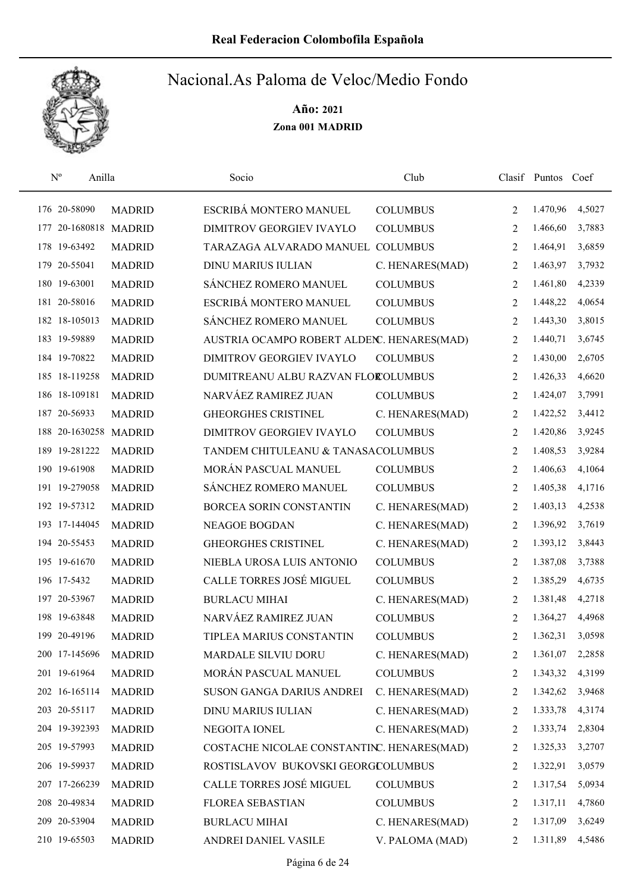# Real Federacion Colombofila Española

## Nacional.As Paloma de Veloc/Medio Fondo

**Año: 2021**

**Zona 001 MADRID**

| Nº | Anilla | | Socio | Club | Clasif | Puntos | Coef |
|---|---|---|---|---|---|---|---|
| 176 | 20-58090 | MADRID | ESCRIBÁ MONTERO MANUEL | COLUMBUS | 2 | 1.470,96 | 4,5027 |
| 177 | 20-1680818 | MADRID | DIMITROV GEORGIEV IVAYLO | COLUMBUS | 2 | 1.466,60 | 3,7883 |
| 178 | 19-63492 | MADRID | TARAZAGA ALVARADO MANUEL | COLUMBUS | 2 | 1.464,91 | 3,6859 |
| 179 | 20-55041 | MADRID | DINU MARIUS IULIAN | C. HENARES(MAD) | 2 | 1.463,97 | 3,7932 |
| 180 | 19-63001 | MADRID | SÁNCHEZ ROMERO MANUEL | COLUMBUS | 2 | 1.461,80 | 4,2339 |
| 181 | 20-58016 | MADRID | ESCRIBÁ MONTERO MANUEL | COLUMBUS | 2 | 1.448,22 | 4,0654 |
| 182 | 18-105013 | MADRID | SÁNCHEZ ROMERO MANUEL | COLUMBUS | 2 | 1.443,30 | 3,8015 |
| 183 | 19-59889 | MADRID | AUSTRIA OCAMPO ROBERT ALDEN | C. HENARES(MAD) | 2 | 1.440,71 | 3,6745 |
| 184 | 19-70822 | MADRID | DIMITROV GEORGIEV IVAYLO | COLUMBUS | 2 | 1.430,00 | 2,6705 |
| 185 | 18-119258 | MADRID | DUMITREANU ALBU RAZVAN FLOR | COLUMBUS | 2 | 1.426,33 | 4,6620 |
| 186 | 18-109181 | MADRID | NARVÁEZ RAMIREZ JUAN | COLUMBUS | 2 | 1.424,07 | 3,7991 |
| 187 | 20-56933 | MADRID | GHEORGHES CRISTINEL | C. HENARES(MAD) | 2 | 1.422,52 | 3,4412 |
| 188 | 20-1630258 | MADRID | DIMITROV GEORGIEV IVAYLO | COLUMBUS | 2 | 1.420,86 | 3,9245 |
| 189 | 19-281222 | MADRID | TANDEM CHITULEANU & TANASA | COLUMBUS | 2 | 1.408,53 | 3,9284 |
| 190 | 19-61908 | MADRID | MORÁN PASCUAL MANUEL | COLUMBUS | 2 | 1.406,63 | 4,1064 |
| 191 | 19-279058 | MADRID | SÁNCHEZ ROMERO MANUEL | COLUMBUS | 2 | 1.405,38 | 4,1716 |
| 192 | 19-57312 | MADRID | BORCEA SORIN CONSTANTIN | C. HENARES(MAD) | 2 | 1.403,13 | 4,2538 |
| 193 | 17-144045 | MADRID | NEAGOE BOGDAN | C. HENARES(MAD) | 2 | 1.396,92 | 3,7619 |
| 194 | 20-55453 | MADRID | GHEORGHES CRISTINEL | C. HENARES(MAD) | 2 | 1.393,12 | 3,8443 |
| 195 | 19-61670 | MADRID | NIEBLA UROSA LUIS ANTONIO | COLUMBUS | 2 | 1.387,08 | 3,7388 |
| 196 | 17-5432 | MADRID | CALLE TORRES JOSÉ MIGUEL | COLUMBUS | 2 | 1.385,29 | 4,6735 |
| 197 | 20-53967 | MADRID | BURLACU MIHAI | C. HENARES(MAD) | 2 | 1.381,48 | 4,2718 |
| 198 | 19-63848 | MADRID | NARVÁEZ RAMIREZ JUAN | COLUMBUS | 2 | 1.364,27 | 4,4968 |
| 199 | 20-49196 | MADRID | TIPLEA MARIUS CONSTANTIN | COLUMBUS | 2 | 1.362,31 | 3,0598 |
| 200 | 17-145696 | MADRID | MARDALE SILVIU DORU | C. HENARES(MAD) | 2 | 1.361,07 | 2,2858 |
| 201 | 19-61964 | MADRID | MORÁN PASCUAL MANUEL | COLUMBUS | 2 | 1.343,32 | 4,3199 |
| 202 | 16-165114 | MADRID | SUSON GANGA DARIUS ANDREI | C. HENARES(MAD) | 2 | 1.342,62 | 3,9468 |
| 203 | 20-55117 | MADRID | DINU MARIUS IULIAN | C. HENARES(MAD) | 2 | 1.333,78 | 4,3174 |
| 204 | 19-392393 | MADRID | NEGOITA IONEL | C. HENARES(MAD) | 2 | 1.333,74 | 2,8304 |
| 205 | 19-57993 | MADRID | COSTACHE NICOLAE CONSTANTIN | C. HENARES(MAD) | 2 | 1.325,33 | 3,2707 |
| 206 | 19-59937 | MADRID | ROSTISLAVOV BUKOVSKI GEORGI | COLUMBUS | 2 | 1.322,91 | 3,0579 |
| 207 | 17-266239 | MADRID | CALLE TORRES JOSÉ MIGUEL | COLUMBUS | 2 | 1.317,54 | 5,0934 |
| 208 | 20-49834 | MADRID | FLOREA SEBASTIAN | COLUMBUS | 2 | 1.317,11 | 4,7860 |
| 209 | 20-53904 | MADRID | BURLACU MIHAI | C. HENARES(MAD) | 2 | 1.317,09 | 3,6249 |
| 210 | 19-65503 | MADRID | ANDREI DANIEL VASILE | V. PALOMA (MAD) | 2 | 1.311,89 | 4,5486 |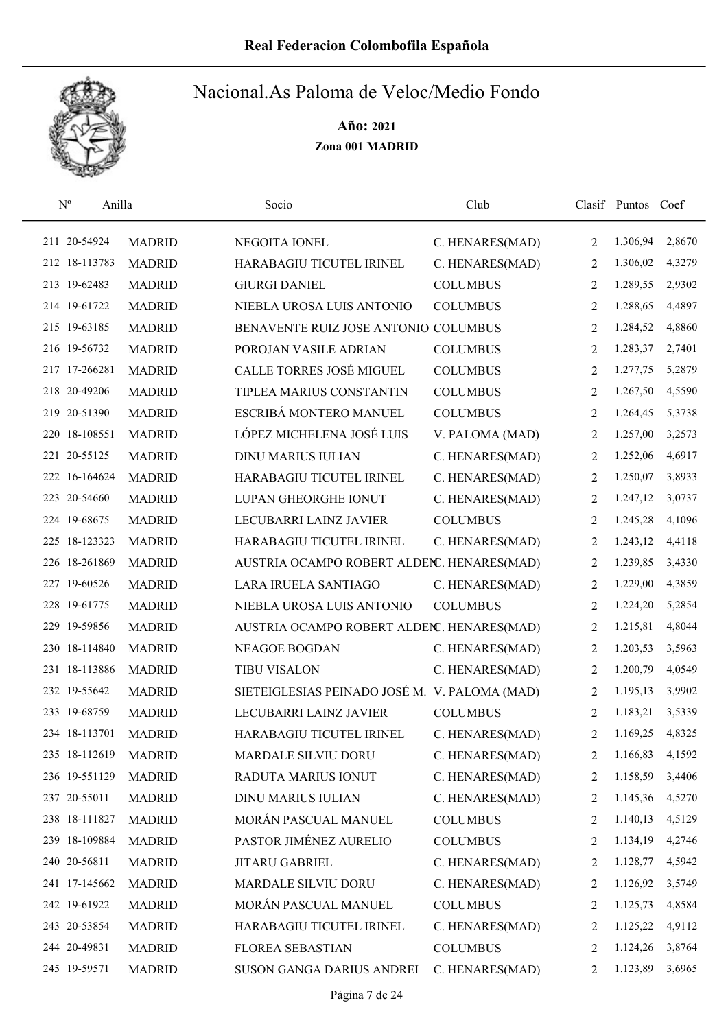# Real Federacion Colombofila Española

## Nacional.As Paloma de Veloc/Medio Fondo

**Año: 2021**

**Zona 001 MADRID**

| Nº | Anilla | | Socio | Club | Clasif | Puntos | Coef |
|---|---|---|---|---|---|---|---|
| 211 | 20-54924 | MADRID | NEGOITA IONEL | C. HENARES(MAD) | 2 | 1.306,94 | 2,8670 |
| 212 | 18-113783 | MADRID | HARABAGIU TICUTEL IRINEL | C. HENARES(MAD) | 2 | 1.306,02 | 4,3279 |
| 213 | 19-62483 | MADRID | GIURGI DANIEL | COLUMBUS | 2 | 1.289,55 | 2,9302 |
| 214 | 19-61722 | MADRID | NIEBLA UROSA LUIS ANTONIO | COLUMBUS | 2 | 1.288,65 | 4,4897 |
| 215 | 19-63185 | MADRID | BENAVENTE RUIZ JOSE ANTONIO | COLUMBUS | 2 | 1.284,52 | 4,8860 |
| 216 | 19-56732 | MADRID | POROJAN VASILE ADRIAN | COLUMBUS | 2 | 1.283,37 | 2,7401 |
| 217 | 17-266281 | MADRID | CALLE TORRES JOSÉ MIGUEL | COLUMBUS | 2 | 1.277,75 | 5,2879 |
| 218 | 20-49206 | MADRID | TIPLEA MARIUS CONSTANTIN | COLUMBUS | 2 | 1.267,50 | 4,5590 |
| 219 | 20-51390 | MADRID | ESCRIBÁ MONTERO MANUEL | COLUMBUS | 2 | 1.264,45 | 5,3738 |
| 220 | 18-108551 | MADRID | LÓPEZ MICHELENA JOSÉ LUIS | V. PALOMA (MAD) | 2 | 1.257,00 | 3,2573 |
| 221 | 20-55125 | MADRID | DINU MARIUS IULIAN | C. HENARES(MAD) | 2 | 1.252,06 | 4,6917 |
| 222 | 16-164624 | MADRID | HARABAGIU TICUTEL IRINEL | C. HENARES(MAD) | 2 | 1.250,07 | 3,8933 |
| 223 | 20-54660 | MADRID | LUPAN GHEORGHE IONUT | C. HENARES(MAD) | 2 | 1.247,12 | 3,0737 |
| 224 | 19-68675 | MADRID | LECUBARRI LAINZ JAVIER | COLUMBUS | 2 | 1.245,28 | 4,1096 |
| 225 | 18-123323 | MADRID | HARABAGIU TICUTEL IRINEL | C. HENARES(MAD) | 2 | 1.243,12 | 4,4118 |
| 226 | 18-261869 | MADRID | AUSTRIA OCAMPO ROBERT ALDEN | C. HENARES(MAD) | 2 | 1.239,85 | 3,4330 |
| 227 | 19-60526 | MADRID | LARA IRUELA SANTIAGO | C. HENARES(MAD) | 2 | 1.229,00 | 4,3859 |
| 228 | 19-61775 | MADRID | NIEBLA UROSA LUIS ANTONIO | COLUMBUS | 2 | 1.224,20 | 5,2854 |
| 229 | 19-59856 | MADRID | AUSTRIA OCAMPO ROBERT ALDEN | C. HENARES(MAD) | 2 | 1.215,81 | 4,8044 |
| 230 | 18-114840 | MADRID | NEAGOE BOGDAN | C. HENARES(MAD) | 2 | 1.203,53 | 3,5963 |
| 231 | 18-113886 | MADRID | TIBU VISALON | C. HENARES(MAD) | 2 | 1.200,79 | 4,0549 |
| 232 | 19-55642 | MADRID | SIETEIGLESIAS PEINADO JOSÉ M. | V. PALOMA (MAD) | 2 | 1.195,13 | 3,9902 |
| 233 | 19-68759 | MADRID | LECUBARRI LAINZ JAVIER | COLUMBUS | 2 | 1.183,21 | 3,5339 |
| 234 | 18-113701 | MADRID | HARABAGIU TICUTEL IRINEL | C. HENARES(MAD) | 2 | 1.169,25 | 4,8325 |
| 235 | 18-112619 | MADRID | MARDALE SILVIU DORU | C. HENARES(MAD) | 2 | 1.166,83 | 4,1592 |
| 236 | 19-551129 | MADRID | RADUTA MARIUS IONUT | C. HENARES(MAD) | 2 | 1.158,59 | 3,4406 |
| 237 | 20-55011 | MADRID | DINU MARIUS IULIAN | C. HENARES(MAD) | 2 | 1.145,36 | 4,5270 |
| 238 | 18-111827 | MADRID | MORÁN PASCUAL MANUEL | COLUMBUS | 2 | 1.140,13 | 4,5129 |
| 239 | 18-109884 | MADRID | PASTOR JIMÉNEZ AURELIO | COLUMBUS | 2 | 1.134,19 | 4,2746 |
| 240 | 20-56811 | MADRID | JITARU GABRIEL | C. HENARES(MAD) | 2 | 1.128,77 | 4,5942 |
| 241 | 17-145662 | MADRID | MARDALE SILVIU DORU | C. HENARES(MAD) | 2 | 1.126,92 | 3,5749 |
| 242 | 19-61922 | MADRID | MORÁN PASCUAL MANUEL | COLUMBUS | 2 | 1.125,73 | 4,8584 |
| 243 | 20-53854 | MADRID | HARABAGIU TICUTEL IRINEL | C. HENARES(MAD) | 2 | 1.125,22 | 4,9112 |
| 244 | 20-49831 | MADRID | FLOREA SEBASTIAN | COLUMBUS | 2 | 1.124,26 | 3,8764 |
| 245 | 19-59571 | MADRID | SUSON GANGA DARIUS ANDREI | C. HENARES(MAD) | 2 | 1.123,89 | 3,6965 |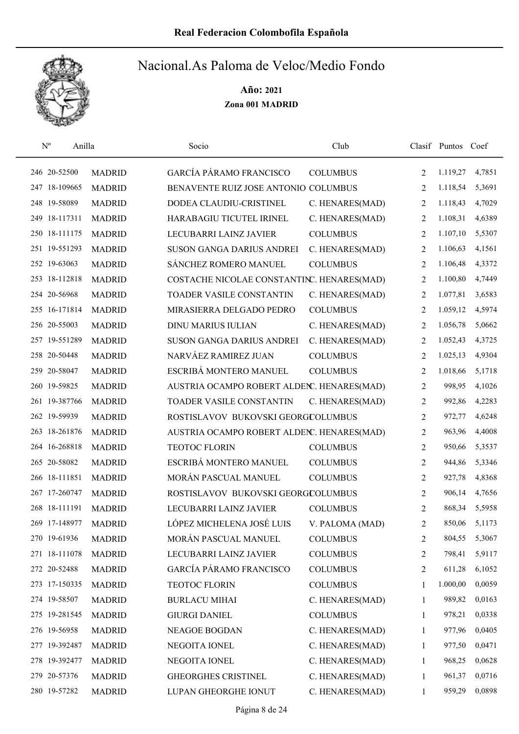**Real Federacion Colombofila Española**

# Nacional.As Paloma de Veloc/Medio Fondo

**Año: 2021**

**Zona 001 MADRID**

| Nº | Anilla | | Socio | Club | Clasif | Puntos | Coef |
|---|---|---|---|---|---|---|---|
| 246 | 20-52500 | MADRID | GARCÍA PÁRAMO FRANCISCO | COLUMBUS | 2 | 1.119,27 | 4,7851 |
| 247 | 18-109665 | MADRID | BENAVENTE RUIZ JOSE ANTONIO | COLUMBUS | 2 | 1.118,54 | 5,3691 |
| 248 | 19-58089 | MADRID | DODEA CLAUDIU-CRISTINEL | C. HENARES(MAD) | 2 | 1.118,43 | 4,7029 |
| 249 | 18-117311 | MADRID | HARABAGIU TICUTEL IRINEL | C. HENARES(MAD) | 2 | 1.108,31 | 4,6389 |
| 250 | 18-111175 | MADRID | LECUBARRI LAINZ JAVIER | COLUMBUS | 2 | 1.107,10 | 5,5307 |
| 251 | 19-551293 | MADRID | SUSON GANGA DARIUS ANDREI | C. HENARES(MAD) | 2 | 1.106,63 | 4,1561 |
| 252 | 19-63063 | MADRID | SÁNCHEZ ROMERO MANUEL | COLUMBUS | 2 | 1.106,48 | 4,3372 |
| 253 | 18-112818 | MADRID | COSTACHE NICOLAE CONSTANTIN | C. HENARES(MAD) | 2 | 1.100,80 | 4,7449 |
| 254 | 20-56968 | MADRID | TOADER VASILE CONSTANTIN | C. HENARES(MAD) | 2 | 1.077,81 | 3,6583 |
| 255 | 16-171814 | MADRID | MIRASIERRA DELGADO PEDRO | COLUMBUS | 2 | 1.059,12 | 4,5974 |
| 256 | 20-55003 | MADRID | DINU MARIUS IULIAN | C. HENARES(MAD) | 2 | 1.056,78 | 5,0662 |
| 257 | 19-551289 | MADRID | SUSON GANGA DARIUS ANDREI | C. HENARES(MAD) | 2 | 1.052,43 | 4,3725 |
| 258 | 20-50448 | MADRID | NARVÁEZ RAMIREZ JUAN | COLUMBUS | 2 | 1.025,13 | 4,9304 |
| 259 | 20-58047 | MADRID | ESCRIBÁ MONTERO MANUEL | COLUMBUS | 2 | 1.018,66 | 5,1718 |
| 260 | 19-59825 | MADRID | AUSTRIA OCAMPO ROBERT ALDEN | C. HENARES(MAD) | 2 | 998,95 | 4,1026 |
| 261 | 19-387766 | MADRID | TOADER VASILE CONSTANTIN | C. HENARES(MAD) | 2 | 992,86 | 4,2283 |
| 262 | 19-59939 | MADRID | ROSTISLAVOV BUKOVSKI GEORGI | COLUMBUS | 2 | 972,77 | 4,6248 |
| 263 | 18-261876 | MADRID | AUSTRIA OCAMPO ROBERT ALDEN | C. HENARES(MAD) | 2 | 963,96 | 4,4008 |
| 264 | 16-268818 | MADRID | TEOTOC FLORIN | COLUMBUS | 2 | 950,66 | 5,3537 |
| 265 | 20-58082 | MADRID | ESCRIBÁ MONTERO MANUEL | COLUMBUS | 2 | 944,86 | 5,3346 |
| 266 | 18-111851 | MADRID | MORÁN PASCUAL MANUEL | COLUMBUS | 2 | 927,78 | 4,8368 |
| 267 | 17-260747 | MADRID | ROSTISLAVOV BUKOVSKI GEORGI | COLUMBUS | 2 | 906,14 | 4,7656 |
| 268 | 18-111191 | MADRID | LECUBARRI LAINZ JAVIER | COLUMBUS | 2 | 868,34 | 5,5958 |
| 269 | 17-148977 | MADRID | LÓPEZ MICHELENA JOSÉ LUIS | V. PALOMA (MAD) | 2 | 850,06 | 5,1173 |
| 270 | 19-61936 | MADRID | MORÁN PASCUAL MANUEL | COLUMBUS | 2 | 804,55 | 5,3067 |
| 271 | 18-111078 | MADRID | LECUBARRI LAINZ JAVIER | COLUMBUS | 2 | 798,41 | 5,9117 |
| 272 | 20-52488 | MADRID | GARCÍA PÁRAMO FRANCISCO | COLUMBUS | 2 | 611,28 | 6,1052 |
| 273 | 17-150335 | MADRID | TEOTOC FLORIN | COLUMBUS | 1 | 1.000,00 | 0,0059 |
| 274 | 19-58507 | MADRID | BURLACU MIHAI | C. HENARES(MAD) | 1 | 989,82 | 0,0163 |
| 275 | 19-281545 | MADRID | GIURGI DANIEL | COLUMBUS | 1 | 978,21 | 0,0338 |
| 276 | 19-56958 | MADRID | NEAGOE BOGDAN | C. HENARES(MAD) | 1 | 977,96 | 0,0405 |
| 277 | 19-392487 | MADRID | NEGOITA IONEL | C. HENARES(MAD) | 1 | 977,50 | 0,0471 |
| 278 | 19-392477 | MADRID | NEGOITA IONEL | C. HENARES(MAD) | 1 | 968,25 | 0,0628 |
| 279 | 20-57376 | MADRID | GHEORGHES CRISTINEL | C. HENARES(MAD) | 1 | 961,37 | 0,0716 |
| 280 | 19-57282 | MADRID | LUPAN GHEORGHE IONUT | C. HENARES(MAD) | 1 | 959,29 | 0,0898 |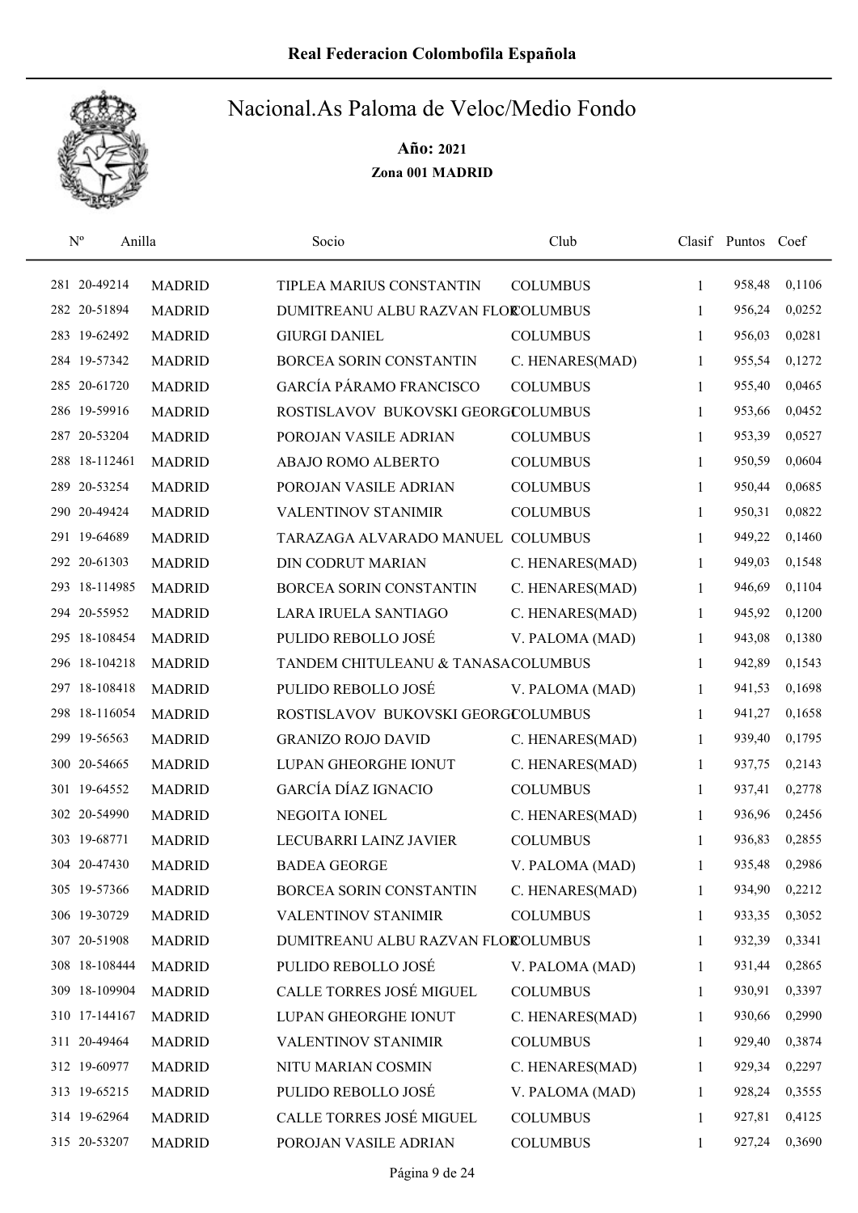# Nacional.As Paloma de Veloc/Medio Fondo

**Año: 2021**

**Zona 001 MADRID**

| Nº | Anilla | | Socio | Club | Clasif | Puntos | Coef |
|---|---|---|---|---|---|---|---|
| 281 | 20-49214 | MADRID | TIPLEA MARIUS CONSTANTIN | COLUMBUS | 1 | 958,48 | 0,1106 |
| 282 | 20-51894 | MADRID | DUMITREANU ALBU RAZVAN FLORCOLUMBUS | | 1 | 956,24 | 0,0252 |
| 283 | 19-62492 | MADRID | GIURGI DANIEL | COLUMBUS | 1 | 956,03 | 0,0281 |
| 284 | 19-57342 | MADRID | BORCEA SORIN CONSTANTIN | C. HENARES(MAD) | 1 | 955,54 | 0,1272 |
| 285 | 20-61720 | MADRID | GARCÍA PÁRAMO FRANCISCO | COLUMBUS | 1 | 955,40 | 0,0465 |
| 286 | 19-59916 | MADRID | ROSTISLAVOV BUKOVSKI GEORGICOLUMBUS | | 1 | 953,66 | 0,0452 |
| 287 | 20-53204 | MADRID | POROJAN VASILE ADRIAN | COLUMBUS | 1 | 953,39 | 0,0527 |
| 288 | 18-112461 | MADRID | ABAJO ROMO ALBERTO | COLUMBUS | 1 | 950,59 | 0,0604 |
| 289 | 20-53254 | MADRID | POROJAN VASILE ADRIAN | COLUMBUS | 1 | 950,44 | 0,0685 |
| 290 | 20-49424 | MADRID | VALENTINOV STANIMIR | COLUMBUS | 1 | 950,31 | 0,0822 |
| 291 | 19-64689 | MADRID | TARAZAGA ALVARADO MANUEL | COLUMBUS | 1 | 949,22 | 0,1460 |
| 292 | 20-61303 | MADRID | DIN CODRUT MARIAN | C. HENARES(MAD) | 1 | 949,03 | 0,1548 |
| 293 | 18-114985 | MADRID | BORCEA SORIN CONSTANTIN | C. HENARES(MAD) | 1 | 946,69 | 0,1104 |
| 294 | 20-55952 | MADRID | LARA IRUELA SANTIAGO | C. HENARES(MAD) | 1 | 945,92 | 0,1200 |
| 295 | 18-108454 | MADRID | PULIDO REBOLLO JOSÉ | V. PALOMA (MAD) | 1 | 943,08 | 0,1380 |
| 296 | 18-104218 | MADRID | TANDEM CHITULEANU & TANASACOLUMBUS | | 1 | 942,89 | 0,1543 |
| 297 | 18-108418 | MADRID | PULIDO REBOLLO JOSÉ | V. PALOMA (MAD) | 1 | 941,53 | 0,1698 |
| 298 | 18-116054 | MADRID | ROSTISLAVOV BUKOVSKI GEORGICOLUMBUS | | 1 | 941,27 | 0,1658 |
| 299 | 19-56563 | MADRID | GRANIZO ROJO DAVID | C. HENARES(MAD) | 1 | 939,40 | 0,1795 |
| 300 | 20-54665 | MADRID | LUPAN GHEORGHE IONUT | C. HENARES(MAD) | 1 | 937,75 | 0,2143 |
| 301 | 19-64552 | MADRID | GARCÍA DÍAZ IGNACIO | COLUMBUS | 1 | 937,41 | 0,2778 |
| 302 | 20-54990 | MADRID | NEGOITA IONEL | C. HENARES(MAD) | 1 | 936,96 | 0,2456 |
| 303 | 19-68771 | MADRID | LECUBARRI LAINZ JAVIER | COLUMBUS | 1 | 936,83 | 0,2855 |
| 304 | 20-47430 | MADRID | BADEA GEORGE | V. PALOMA (MAD) | 1 | 935,48 | 0,2986 |
| 305 | 19-57366 | MADRID | BORCEA SORIN CONSTANTIN | C. HENARES(MAD) | 1 | 934,90 | 0,2212 |
| 306 | 19-30729 | MADRID | VALENTINOV STANIMIR | COLUMBUS | 1 | 933,35 | 0,3052 |
| 307 | 20-51908 | MADRID | DUMITREANU ALBU RAZVAN FLORCOLUMBUS | | 1 | 932,39 | 0,3341 |
| 308 | 18-108444 | MADRID | PULIDO REBOLLO JOSÉ | V. PALOMA (MAD) | 1 | 931,44 | 0,2865 |
| 309 | 18-109904 | MADRID | CALLE TORRES JOSÉ MIGUEL | COLUMBUS | 1 | 930,91 | 0,3397 |
| 310 | 17-144167 | MADRID | LUPAN GHEORGHE IONUT | C. HENARES(MAD) | 1 | 930,66 | 0,2990 |
| 311 | 20-49464 | MADRID | VALENTINOV STANIMIR | COLUMBUS | 1 | 929,40 | 0,3874 |
| 312 | 19-60977 | MADRID | NITU MARIAN COSMIN | C. HENARES(MAD) | 1 | 929,34 | 0,2297 |
| 313 | 19-65215 | MADRID | PULIDO REBOLLO JOSÉ | V. PALOMA (MAD) | 1 | 928,24 | 0,3555 |
| 314 | 19-62964 | MADRID | CALLE TORRES JOSÉ MIGUEL | COLUMBUS | 1 | 927,81 | 0,4125 |
| 315 | 20-53207 | MADRID | POROJAN VASILE ADRIAN | COLUMBUS | 1 | 927,24 | 0,3690 |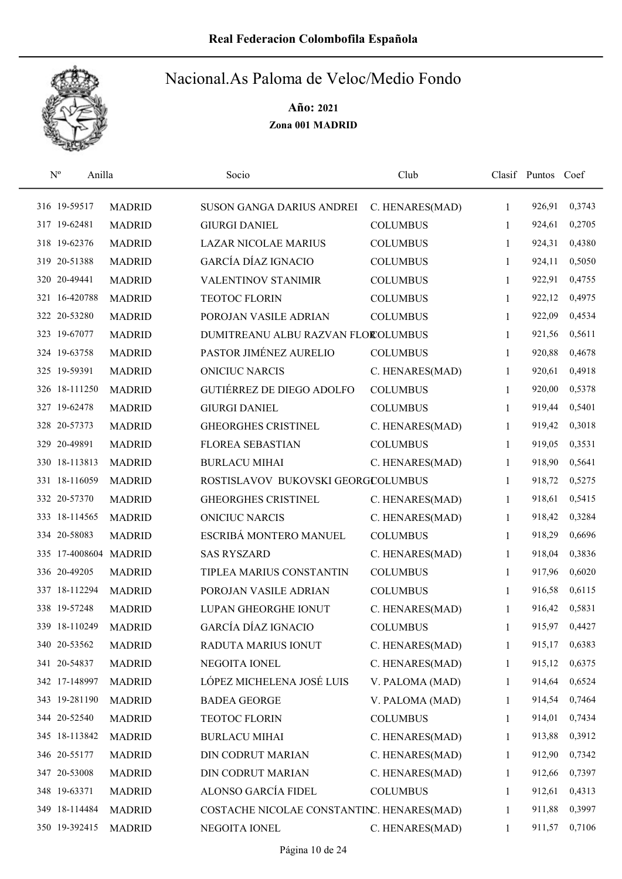# Real Federacion Colombofila Española

## Nacional.As Paloma de Veloc/Medio Fondo

**Año: 2021**

**Zona 001 MADRID**

| Nº | Anilla | | Socio | Club | Clasif | Puntos | Coef |
|---|---|---|---|---|---|---|---|
| 316 | 19-59517 | MADRID | SUSON GANGA DARIUS ANDREI | C. HENARES(MAD) | 1 | 926,91 | 0,3743 |
| 317 | 19-62481 | MADRID | GIURGI DANIEL | COLUMBUS | 1 | 924,61 | 0,2705 |
| 318 | 19-62376 | MADRID | LAZAR NICOLAE MARIUS | COLUMBUS | 1 | 924,31 | 0,4380 |
| 319 | 20-51388 | MADRID | GARCÍA DÍAZ IGNACIO | COLUMBUS | 1 | 924,11 | 0,5050 |
| 320 | 20-49441 | MADRID | VALENTINOV STANIMIR | COLUMBUS | 1 | 922,91 | 0,4755 |
| 321 | 16-420788 | MADRID | TEOTOC FLORIN | COLUMBUS | 1 | 922,12 | 0,4975 |
| 322 | 20-53280 | MADRID | POROJAN VASILE ADRIAN | COLUMBUS | 1 | 922,09 | 0,4534 |
| 323 | 19-67077 | MADRID | DUMITREANU ALBU RAZVAN FLOR | COLUMBUS | 1 | 921,56 | 0,5611 |
| 324 | 19-63758 | MADRID | PASTOR JIMÉNEZ AURELIO | COLUMBUS | 1 | 920,88 | 0,4678 |
| 325 | 19-59391 | MADRID | ONICIUC NARCIS | C. HENARES(MAD) | 1 | 920,61 | 0,4918 |
| 326 | 18-111250 | MADRID | GUTIÉRREZ DE DIEGO ADOLFO | COLUMBUS | 1 | 920,00 | 0,5378 |
| 327 | 19-62478 | MADRID | GIURGI DANIEL | COLUMBUS | 1 | 919,44 | 0,5401 |
| 328 | 20-57373 | MADRID | GHEORGHES CRISTINEL | C. HENARES(MAD) | 1 | 919,42 | 0,3018 |
| 329 | 20-49891 | MADRID | FLOREA SEBASTIAN | COLUMBUS | 1 | 919,05 | 0,3531 |
| 330 | 18-113813 | MADRID | BURLACU MIHAI | C. HENARES(MAD) | 1 | 918,90 | 0,5641 |
| 331 | 18-116059 | MADRID | ROSTISLAVOV BUKOVSKI GEORGI | COLUMBUS | 1 | 918,72 | 0,5275 |
| 332 | 20-57370 | MADRID | GHEORGHES CRISTINEL | C. HENARES(MAD) | 1 | 918,61 | 0,5415 |
| 333 | 18-114565 | MADRID | ONICIUC NARCIS | C. HENARES(MAD) | 1 | 918,42 | 0,3284 |
| 334 | 20-58083 | MADRID | ESCRIBÁ MONTERO MANUEL | COLUMBUS | 1 | 918,29 | 0,6696 |
| 335 | 17-4008604 | MADRID | SAS RYSZARD | C. HENARES(MAD) | 1 | 918,04 | 0,3836 |
| 336 | 20-49205 | MADRID | TIPLEA MARIUS CONSTANTIN | COLUMBUS | 1 | 917,96 | 0,6020 |
| 337 | 18-112294 | MADRID | POROJAN VASILE ADRIAN | COLUMBUS | 1 | 916,58 | 0,6115 |
| 338 | 19-57248 | MADRID | LUPAN GHEORGHE IONUT | C. HENARES(MAD) | 1 | 916,42 | 0,5831 |
| 339 | 18-110249 | MADRID | GARCÍA DÍAZ IGNACIO | COLUMBUS | 1 | 915,97 | 0,4427 |
| 340 | 20-53562 | MADRID | RADUTA MARIUS IONUT | C. HENARES(MAD) | 1 | 915,17 | 0,6383 |
| 341 | 20-54837 | MADRID | NEGOITA IONEL | C. HENARES(MAD) | 1 | 915,12 | 0,6375 |
| 342 | 17-148997 | MADRID | LÓPEZ MICHELENA JOSÉ LUIS | V. PALOMA (MAD) | 1 | 914,64 | 0,6524 |
| 343 | 19-281190 | MADRID | BADEA GEORGE | V. PALOMA (MAD) | 1 | 914,54 | 0,7464 |
| 344 | 20-52540 | MADRID | TEOTOC FLORIN | COLUMBUS | 1 | 914,01 | 0,7434 |
| 345 | 18-113842 | MADRID | BURLACU MIHAI | C. HENARES(MAD) | 1 | 913,88 | 0,3912 |
| 346 | 20-55177 | MADRID | DIN CODRUT MARIAN | C. HENARES(MAD) | 1 | 912,90 | 0,7342 |
| 347 | 20-53008 | MADRID | DIN CODRUT MARIAN | C. HENARES(MAD) | 1 | 912,66 | 0,7397 |
| 348 | 19-63371 | MADRID | ALONSO GARCÍA FIDEL | COLUMBUS | 1 | 912,61 | 0,4313 |
| 349 | 18-114484 | MADRID | COSTACHE NICOLAE CONSTANTIN | C. HENARES(MAD) | 1 | 911,88 | 0,3997 |
| 350 | 19-392415 | MADRID | NEGOITA IONEL | C. HENARES(MAD) | 1 | 911,57 | 0,7106 |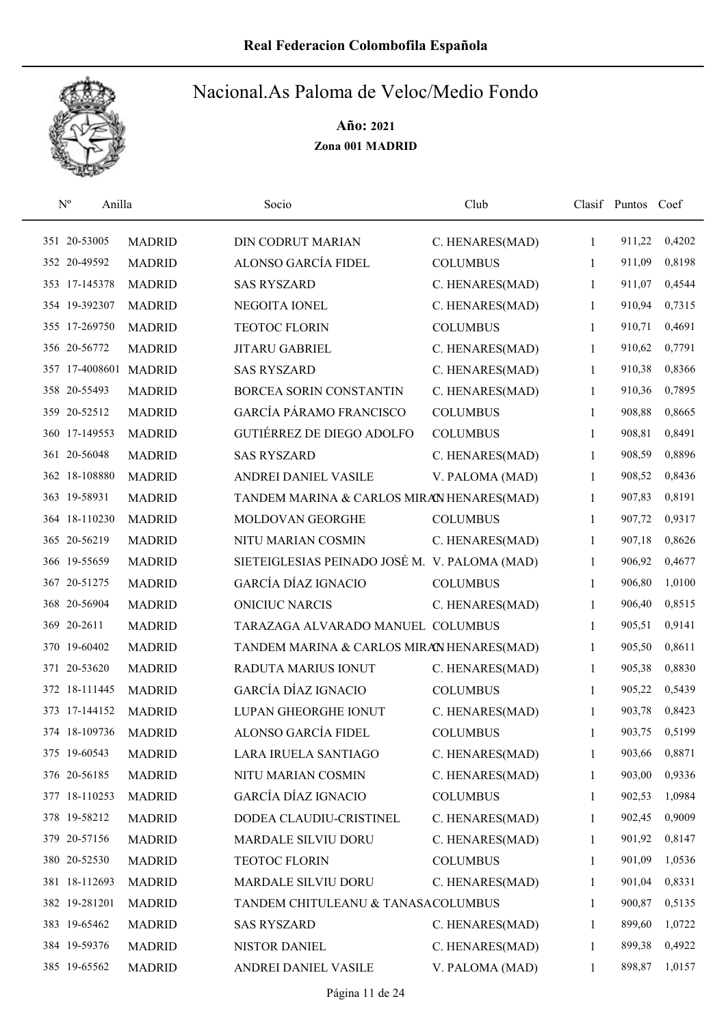# Real Federacion Colombofila Española

## Nacional.As Paloma de Veloc/Medio Fondo

**Año: 2021**

**Zona 001 MADRID**

| Nº | Anilla | | Socio | Club | Clasif | Puntos | Coef |
|---|---|---|---|---|---|---|---|
| 351 | 20-53005 | MADRID | DIN CODRUT MARIAN | C. HENARES(MAD) | 1 | 911,22 | 0,4202 |
| 352 | 20-49592 | MADRID | ALONSO GARCÍA FIDEL | COLUMBUS | 1 | 911,09 | 0,8198 |
| 353 | 17-145378 | MADRID | SAS RYSZARD | C. HENARES(MAD) | 1 | 911,07 | 0,4544 |
| 354 | 19-392307 | MADRID | NEGOITA IONEL | C. HENARES(MAD) | 1 | 910,94 | 0,7315 |
| 355 | 17-269750 | MADRID | TEOTOC FLORIN | COLUMBUS | 1 | 910,71 | 0,4691 |
| 356 | 20-56772 | MADRID | JITARU GABRIEL | C. HENARES(MAD) | 1 | 910,62 | 0,7791 |
| 357 | 17-4008601 | MADRID | SAS RYSZARD | C. HENARES(MAD) | 1 | 910,38 | 0,8366 |
| 358 | 20-55493 | MADRID | BORCEA SORIN CONSTANTIN | C. HENARES(MAD) | 1 | 910,36 | 0,7895 |
| 359 | 20-52512 | MADRID | GARCÍA PÁRAMO FRANCISCO | COLUMBUS | 1 | 908,88 | 0,8665 |
| 360 | 17-149553 | MADRID | GUTIÉRREZ DE DIEGO ADOLFO | COLUMBUS | 1 | 908,81 | 0,8491 |
| 361 | 20-56048 | MADRID | SAS RYSZARD | C. HENARES(MAD) | 1 | 908,59 | 0,8896 |
| 362 | 18-108880 | MADRID | ANDREI DANIEL VASILE | V. PALOMA (MAD) | 1 | 908,52 | 0,8436 |
| 363 | 19-58931 | MADRID | TANDEM MARINA & CARLOS MIRA | C. HENARES(MAD) | 1 | 907,83 | 0,8191 |
| 364 | 18-110230 | MADRID | MOLDOVAN GEORGHE | COLUMBUS | 1 | 907,72 | 0,9317 |
| 365 | 20-56219 | MADRID | NITU MARIAN COSMIN | C. HENARES(MAD) | 1 | 907,18 | 0,8626 |
| 366 | 19-55659 | MADRID | SIETEIGLESIAS PEINADO JOSÉ M. | V. PALOMA (MAD) | 1 | 906,92 | 0,4677 |
| 367 | 20-51275 | MADRID | GARCÍA DÍAZ IGNACIO | COLUMBUS | 1 | 906,80 | 1,0100 |
| 368 | 20-56904 | MADRID | ONICIUC NARCIS | C. HENARES(MAD) | 1 | 906,40 | 0,8515 |
| 369 | 20-2611 | MADRID | TARAZAGA ALVARADO MANUEL | COLUMBUS | 1 | 905,51 | 0,9141 |
| 370 | 19-60402 | MADRID | TANDEM MARINA & CARLOS MIRA | C. HENARES(MAD) | 1 | 905,50 | 0,8611 |
| 371 | 20-53620 | MADRID | RADUTA MARIUS IONUT | C. HENARES(MAD) | 1 | 905,38 | 0,8830 |
| 372 | 18-111445 | MADRID | GARCÍA DÍAZ IGNACIO | COLUMBUS | 1 | 905,22 | 0,5439 |
| 373 | 17-144152 | MADRID | LUPAN GHEORGHE IONUT | C. HENARES(MAD) | 1 | 903,78 | 0,8423 |
| 374 | 18-109736 | MADRID | ALONSO GARCÍA FIDEL | COLUMBUS | 1 | 903,75 | 0,5199 |
| 375 | 19-60543 | MADRID | LARA IRUELA SANTIAGO | C. HENARES(MAD) | 1 | 903,66 | 0,8871 |
| 376 | 20-56185 | MADRID | NITU MARIAN COSMIN | C. HENARES(MAD) | 1 | 903,00 | 0,9336 |
| 377 | 18-110253 | MADRID | GARCÍA DÍAZ IGNACIO | COLUMBUS | 1 | 902,53 | 1,0984 |
| 378 | 19-58212 | MADRID | DODEA CLAUDIU-CRISTINEL | C. HENARES(MAD) | 1 | 902,45 | 0,9009 |
| 379 | 20-57156 | MADRID | MARDALE SILVIU DORU | C. HENARES(MAD) | 1 | 901,92 | 0,8147 |
| 380 | 20-52530 | MADRID | TEOTOC FLORIN | COLUMBUS | 1 | 901,09 | 1,0536 |
| 381 | 18-112693 | MADRID | MARDALE SILVIU DORU | C. HENARES(MAD) | 1 | 901,04 | 0,8331 |
| 382 | 19-281201 | MADRID | TANDEM CHITULEANU & TANASA | COLUMBUS | 1 | 900,87 | 0,5135 |
| 383 | 19-65462 | MADRID | SAS RYSZARD | C. HENARES(MAD) | 1 | 899,60 | 1,0722 |
| 384 | 19-59376 | MADRID | NISTOR DANIEL | C. HENARES(MAD) | 1 | 899,38 | 0,4922 |
| 385 | 19-65562 | MADRID | ANDREI DANIEL VASILE | V. PALOMA (MAD) | 1 | 898,87 | 1,0157 |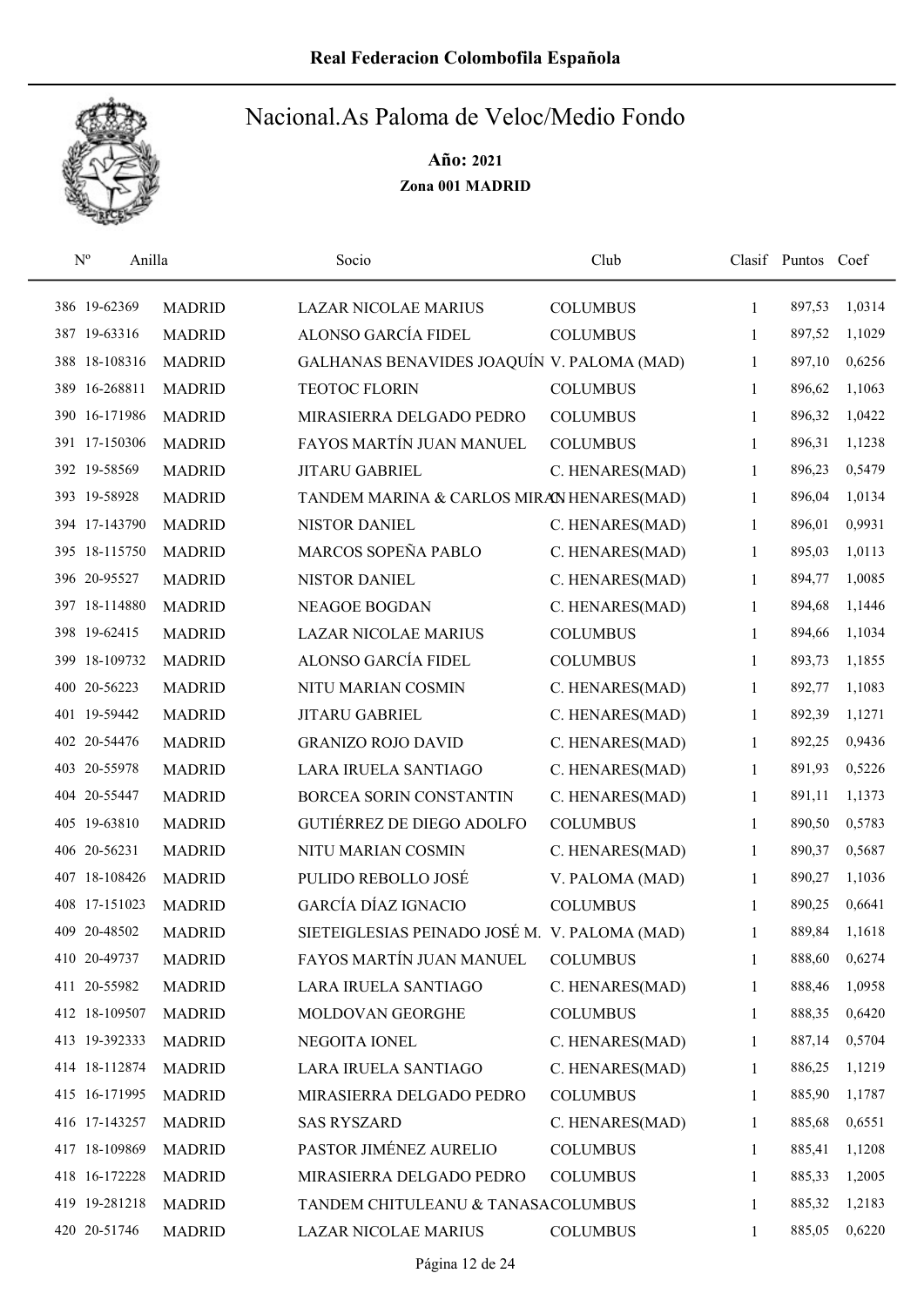# Real Federacion Colombofila Española

## Nacional.As Paloma de Veloc/Medio Fondo

**Año: 2021**

**Zona 001 MADRID**

| Nº | Anilla | | Socio | Club | Clasif | Puntos | Coef |
|---|---|---|---|---|---|---|---|
| 386 | 19-62369 | MADRID | LAZAR NICOLAE MARIUS | COLUMBUS | 1 | 897,53 | 1,0314 |
| 387 | 19-63316 | MADRID | ALONSO GARCÍA FIDEL | COLUMBUS | 1 | 897,52 | 1,1029 |
| 388 | 18-108316 | MADRID | GALHANAS BENAVIDES JOAQUÍN | V. PALOMA (MAD) | 1 | 897,10 | 0,6256 |
| 389 | 16-268811 | MADRID | TEOTOC FLORIN | COLUMBUS | 1 | 896,62 | 1,1063 |
| 390 | 16-171986 | MADRID | MIRASIERRA DELGADO PEDRO | COLUMBUS | 1 | 896,32 | 1,0422 |
| 391 | 17-150306 | MADRID | FAYOS MARTÍN JUAN MANUEL | COLUMBUS | 1 | 896,31 | 1,1238 |
| 392 | 19-58569 | MADRID | JITARU GABRIEL | C. HENARES(MAD) | 1 | 896,23 | 0,5479 |
| 393 | 19-58928 | MADRID | TANDEM MARINA & CARLOS MIRA | C. HENARES(MAD) | 1 | 896,04 | 1,0134 |
| 394 | 17-143790 | MADRID | NISTOR DANIEL | C. HENARES(MAD) | 1 | 896,01 | 0,9931 |
| 395 | 18-115750 | MADRID | MARCOS SOPEÑA PABLO | C. HENARES(MAD) | 1 | 895,03 | 1,0113 |
| 396 | 20-95527 | MADRID | NISTOR DANIEL | C. HENARES(MAD) | 1 | 894,77 | 1,0085 |
| 397 | 18-114880 | MADRID | NEAGOE BOGDAN | C. HENARES(MAD) | 1 | 894,68 | 1,1446 |
| 398 | 19-62415 | MADRID | LAZAR NICOLAE MARIUS | COLUMBUS | 1 | 894,66 | 1,1034 |
| 399 | 18-109732 | MADRID | ALONSO GARCÍA FIDEL | COLUMBUS | 1 | 893,73 | 1,1855 |
| 400 | 20-56223 | MADRID | NITU MARIAN COSMIN | C. HENARES(MAD) | 1 | 892,77 | 1,1083 |
| 401 | 19-59442 | MADRID | JITARU GABRIEL | C. HENARES(MAD) | 1 | 892,39 | 1,1271 |
| 402 | 20-54476 | MADRID | GRANIZO ROJO DAVID | C. HENARES(MAD) | 1 | 892,25 | 0,9436 |
| 403 | 20-55978 | MADRID | LARA IRUELA SANTIAGO | C. HENARES(MAD) | 1 | 891,93 | 0,5226 |
| 404 | 20-55447 | MADRID | BORCEA SORIN CONSTANTIN | C. HENARES(MAD) | 1 | 891,11 | 1,1373 |
| 405 | 19-63810 | MADRID | GUTIÉRREZ DE DIEGO ADOLFO | COLUMBUS | 1 | 890,50 | 0,5783 |
| 406 | 20-56231 | MADRID | NITU MARIAN COSMIN | C. HENARES(MAD) | 1 | 890,37 | 0,5687 |
| 407 | 18-108426 | MADRID | PULIDO REBOLLO JOSÉ | V. PALOMA (MAD) | 1 | 890,27 | 1,1036 |
| 408 | 17-151023 | MADRID | GARCÍA DÍAZ IGNACIO | COLUMBUS | 1 | 890,25 | 0,6641 |
| 409 | 20-48502 | MADRID | SIETEIGLESIAS PEINADO JOSÉ M. | V. PALOMA (MAD) | 1 | 889,84 | 1,1618 |
| 410 | 20-49737 | MADRID | FAYOS MARTÍN JUAN MANUEL | COLUMBUS | 1 | 888,60 | 0,6274 |
| 411 | 20-55982 | MADRID | LARA IRUELA SANTIAGO | C. HENARES(MAD) | 1 | 888,46 | 1,0958 |
| 412 | 18-109507 | MADRID | MOLDOVAN GEORGHE | COLUMBUS | 1 | 888,35 | 0,6420 |
| 413 | 19-392333 | MADRID | NEGOITA IONEL | C. HENARES(MAD) | 1 | 887,14 | 0,5704 |
| 414 | 18-112874 | MADRID | LARA IRUELA SANTIAGO | C. HENARES(MAD) | 1 | 886,25 | 1,1219 |
| 415 | 16-171995 | MADRID | MIRASIERRA DELGADO PEDRO | COLUMBUS | 1 | 885,90 | 1,1787 |
| 416 | 17-143257 | MADRID | SAS RYSZARD | C. HENARES(MAD) | 1 | 885,68 | 0,6551 |
| 417 | 18-109869 | MADRID | PASTOR JIMÉNEZ AURELIO | COLUMBUS | 1 | 885,41 | 1,1208 |
| 418 | 16-172228 | MADRID | MIRASIERRA DELGADO PEDRO | COLUMBUS | 1 | 885,33 | 1,2005 |
| 419 | 19-281218 | MADRID | TANDEM CHITULEANU & TANASA | COLUMBUS | 1 | 885,32 | 1,2183 |
| 420 | 20-51746 | MADRID | LAZAR NICOLAE MARIUS | COLUMBUS | 1 | 885,05 | 0,6220 |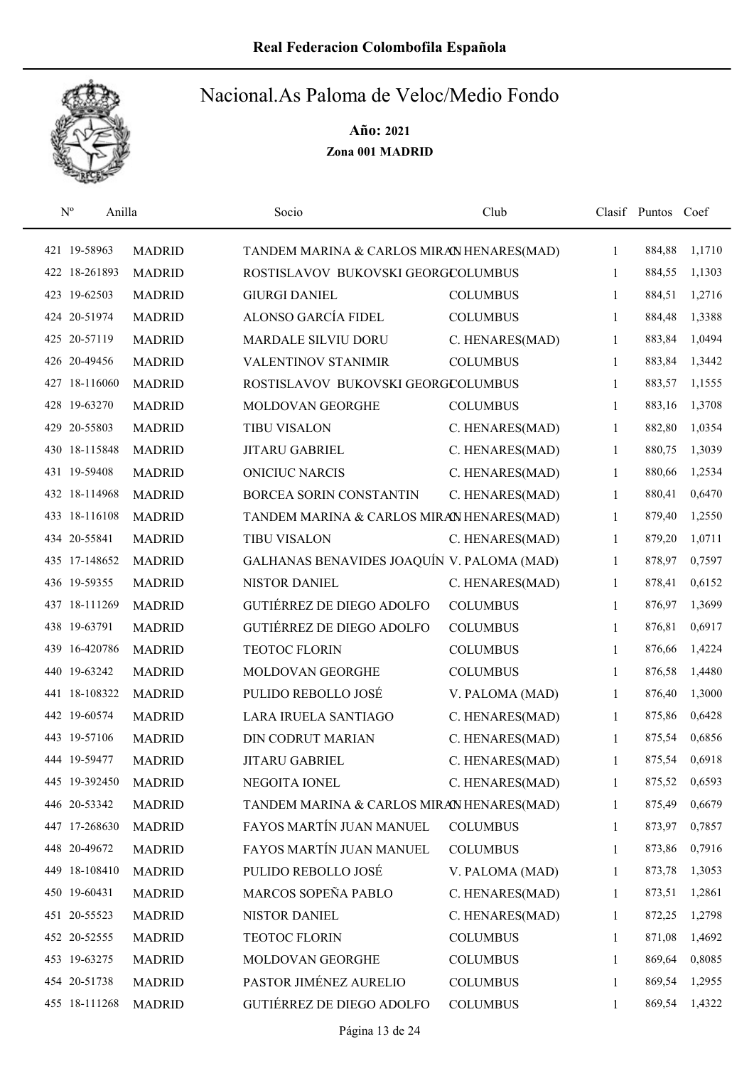# Real Federacion Colombofila Española

## Nacional.As Paloma de Veloc/Medio Fondo

**Año: 2021**

**Zona 001 MADRID**

| Nº | Anilla | | Socio | Club | Clasif | Puntos | Coef |
|---|---|---|---|---|---|---|---|
| 421 | 19-58963 | MADRID | TANDEM MARINA & CARLOS MIRAN HENARES(MAD) | | 1 | 884,88 | 1,1710 |
| 422 | 18-261893 | MADRID | ROSTISLAVOV BUKOVSKI GEORGI | COLUMBUS | 1 | 884,55 | 1,1303 |
| 423 | 19-62503 | MADRID | GIURGI DANIEL | COLUMBUS | 1 | 884,51 | 1,2716 |
| 424 | 20-51974 | MADRID | ALONSO GARCÍA FIDEL | COLUMBUS | 1 | 884,48 | 1,3388 |
| 425 | 20-57119 | MADRID | MARDALE SILVIU DORU | C. HENARES(MAD) | 1 | 883,84 | 1,0494 |
| 426 | 20-49456 | MADRID | VALENTINOV STANIMIR | COLUMBUS | 1 | 883,84 | 1,3442 |
| 427 | 18-116060 | MADRID | ROSTISLAVOV BUKOVSKI GEORGI | COLUMBUS | 1 | 883,57 | 1,1555 |
| 428 | 19-63270 | MADRID | MOLDOVAN GEORGHE | COLUMBUS | 1 | 883,16 | 1,3708 |
| 429 | 20-55803 | MADRID | TIBU VISALON | C. HENARES(MAD) | 1 | 882,80 | 1,0354 |
| 430 | 18-115848 | MADRID | JITARU GABRIEL | C. HENARES(MAD) | 1 | 880,75 | 1,3039 |
| 431 | 19-59408 | MADRID | ONICIUC NARCIS | C. HENARES(MAD) | 1 | 880,66 | 1,2534 |
| 432 | 18-114968 | MADRID | BORCEA SORIN CONSTANTIN | C. HENARES(MAD) | 1 | 880,41 | 0,6470 |
| 433 | 18-116108 | MADRID | TANDEM MARINA & CARLOS MIRAN HENARES(MAD) | | 1 | 879,40 | 1,2550 |
| 434 | 20-55841 | MADRID | TIBU VISALON | C. HENARES(MAD) | 1 | 879,20 | 1,0711 |
| 435 | 17-148652 | MADRID | GALHANAS BENAVIDES JOAQUÍN | V. PALOMA (MAD) | 1 | 878,97 | 0,7597 |
| 436 | 19-59355 | MADRID | NISTOR DANIEL | C. HENARES(MAD) | 1 | 878,41 | 0,6152 |
| 437 | 18-111269 | MADRID | GUTIÉRREZ DE DIEGO ADOLFO | COLUMBUS | 1 | 876,97 | 1,3699 |
| 438 | 19-63791 | MADRID | GUTIÉRREZ DE DIEGO ADOLFO | COLUMBUS | 1 | 876,81 | 0,6917 |
| 439 | 16-420786 | MADRID | TEOTOC FLORIN | COLUMBUS | 1 | 876,66 | 1,4224 |
| 440 | 19-63242 | MADRID | MOLDOVAN GEORGHE | COLUMBUS | 1 | 876,58 | 1,4480 |
| 441 | 18-108322 | MADRID | PULIDO REBOLLO JOSÉ | V. PALOMA (MAD) | 1 | 876,40 | 1,3000 |
| 442 | 19-60574 | MADRID | LARA IRUELA SANTIAGO | C. HENARES(MAD) | 1 | 875,86 | 0,6428 |
| 443 | 19-57106 | MADRID | DIN CODRUT MARIAN | C. HENARES(MAD) | 1 | 875,54 | 0,6856 |
| 444 | 19-59477 | MADRID | JITARU GABRIEL | C. HENARES(MAD) | 1 | 875,54 | 0,6918 |
| 445 | 19-392450 | MADRID | NEGOITA IONEL | C. HENARES(MAD) | 1 | 875,52 | 0,6593 |
| 446 | 20-53342 | MADRID | TANDEM MARINA & CARLOS MIRAN HENARES(MAD) | | 1 | 875,49 | 0,6679 |
| 447 | 17-268630 | MADRID | FAYOS MARTÍN JUAN MANUEL | COLUMBUS | 1 | 873,97 | 0,7857 |
| 448 | 20-49672 | MADRID | FAYOS MARTÍN JUAN MANUEL | COLUMBUS | 1 | 873,86 | 0,7916 |
| 449 | 18-108410 | MADRID | PULIDO REBOLLO JOSÉ | V. PALOMA (MAD) | 1 | 873,78 | 1,3053 |
| 450 | 19-60431 | MADRID | MARCOS SOPEÑA PABLO | C. HENARES(MAD) | 1 | 873,51 | 1,2861 |
| 451 | 20-55523 | MADRID | NISTOR DANIEL | C. HENARES(MAD) | 1 | 872,25 | 1,2798 |
| 452 | 20-52555 | MADRID | TEOTOC FLORIN | COLUMBUS | 1 | 871,08 | 1,4692 |
| 453 | 19-63275 | MADRID | MOLDOVAN GEORGHE | COLUMBUS | 1 | 869,64 | 0,8085 |
| 454 | 20-51738 | MADRID | PASTOR JIMÉNEZ AURELIO | COLUMBUS | 1 | 869,54 | 1,2955 |
| 455 | 18-111268 | MADRID | GUTIÉRREZ DE DIEGO ADOLFO | COLUMBUS | 1 | 869,54 | 1,4322 |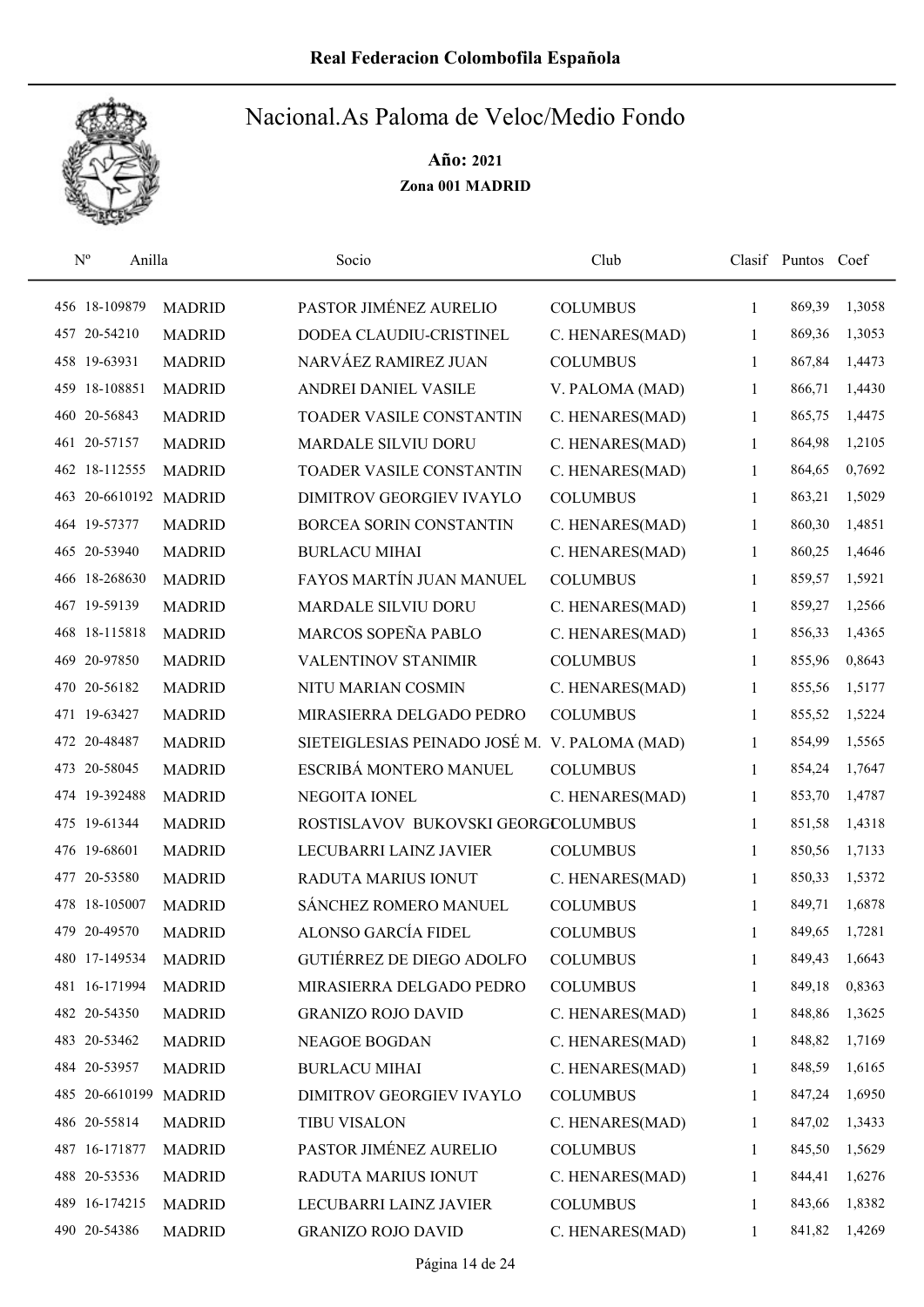# Real Federacion Colombofila Española

## Nacional.As Paloma de Veloc/Medio Fondo

**Año: 2021**

**Zona 001 MADRID**

| Nº | Anilla | | Socio | Club | Clasif | Puntos | Coef |
|---|---|---|---|---|---|---|---|
| 456 | 18-109879 | MADRID | PASTOR JIMÉNEZ AURELIO | COLUMBUS | 1 | 869,39 | 1,3058 |
| 457 | 20-54210 | MADRID | DODEA CLAUDIU-CRISTINEL | C. HENARES(MAD) | 1 | 869,36 | 1,3053 |
| 458 | 19-63931 | MADRID | NARVÁEZ RAMIREZ JUAN | COLUMBUS | 1 | 867,84 | 1,4473 |
| 459 | 18-108851 | MADRID | ANDREI DANIEL VASILE | V. PALOMA (MAD) | 1 | 866,71 | 1,4430 |
| 460 | 20-56843 | MADRID | TOADER VASILE CONSTANTIN | C. HENARES(MAD) | 1 | 865,75 | 1,4475 |
| 461 | 20-57157 | MADRID | MARDALE SILVIU DORU | C. HENARES(MAD) | 1 | 864,98 | 1,2105 |
| 462 | 18-112555 | MADRID | TOADER VASILE CONSTANTIN | C. HENARES(MAD) | 1 | 864,65 | 0,7692 |
| 463 | 20-6610192 | MADRID | DIMITROV GEORGIEV IVAYLO | COLUMBUS | 1 | 863,21 | 1,5029 |
| 464 | 19-57377 | MADRID | BORCEA SORIN CONSTANTIN | C. HENARES(MAD) | 1 | 860,30 | 1,4851 |
| 465 | 20-53940 | MADRID | BURLACU MIHAI | C. HENARES(MAD) | 1 | 860,25 | 1,4646 |
| 466 | 18-268630 | MADRID | FAYOS MARTÍN JUAN MANUEL | COLUMBUS | 1 | 859,57 | 1,5921 |
| 467 | 19-59139 | MADRID | MARDALE SILVIU DORU | C. HENARES(MAD) | 1 | 859,27 | 1,2566 |
| 468 | 18-115818 | MADRID | MARCOS SOPEÑA PABLO | C. HENARES(MAD) | 1 | 856,33 | 1,4365 |
| 469 | 20-97850 | MADRID | VALENTINOV STANIMIR | COLUMBUS | 1 | 855,96 | 0,8643 |
| 470 | 20-56182 | MADRID | NITU MARIAN COSMIN | C. HENARES(MAD) | 1 | 855,56 | 1,5177 |
| 471 | 19-63427 | MADRID | MIRASIERRA DELGADO PEDRO | COLUMBUS | 1 | 855,52 | 1,5224 |
| 472 | 20-48487 | MADRID | SIETEIGLESIAS PEINADO JOSÉ M. | V. PALOMA (MAD) | 1 | 854,99 | 1,5565 |
| 473 | 20-58045 | MADRID | ESCRIBÁ MONTERO MANUEL | COLUMBUS | 1 | 854,24 | 1,7647 |
| 474 | 19-392488 | MADRID | NEGOITA IONEL | C. HENARES(MAD) | 1 | 853,70 | 1,4787 |
| 475 | 19-61344 | MADRID | ROSTISLAVOV BUKOVSKI GEORG | COLUMBUS | 1 | 851,58 | 1,4318 |
| 476 | 19-68601 | MADRID | LECUBARRI LAINZ JAVIER | COLUMBUS | 1 | 850,56 | 1,7133 |
| 477 | 20-53580 | MADRID | RADUTA MARIUS IONUT | C. HENARES(MAD) | 1 | 850,33 | 1,5372 |
| 478 | 18-105007 | MADRID | SÁNCHEZ ROMERO MANUEL | COLUMBUS | 1 | 849,71 | 1,6878 |
| 479 | 20-49570 | MADRID | ALONSO GARCÍA FIDEL | COLUMBUS | 1 | 849,65 | 1,7281 |
| 480 | 17-149534 | MADRID | GUTIÉRREZ DE DIEGO ADOLFO | COLUMBUS | 1 | 849,43 | 1,6643 |
| 481 | 16-171994 | MADRID | MIRASIERRA DELGADO PEDRO | COLUMBUS | 1 | 849,18 | 0,8363 |
| 482 | 20-54350 | MADRID | GRANIZO ROJO DAVID | C. HENARES(MAD) | 1 | 848,86 | 1,3625 |
| 483 | 20-53462 | MADRID | NEAGOE BOGDAN | C. HENARES(MAD) | 1 | 848,82 | 1,7169 |
| 484 | 20-53957 | MADRID | BURLACU MIHAI | C. HENARES(MAD) | 1 | 848,59 | 1,6165 |
| 485 | 20-6610199 | MADRID | DIMITROV GEORGIEV IVAYLO | COLUMBUS | 1 | 847,24 | 1,6950 |
| 486 | 20-55814 | MADRID | TIBU VISALON | C. HENARES(MAD) | 1 | 847,02 | 1,3433 |
| 487 | 16-171877 | MADRID | PASTOR JIMÉNEZ AURELIO | COLUMBUS | 1 | 845,50 | 1,5629 |
| 488 | 20-53536 | MADRID | RADUTA MARIUS IONUT | C. HENARES(MAD) | 1 | 844,41 | 1,6276 |
| 489 | 16-174215 | MADRID | LECUBARRI LAINZ JAVIER | COLUMBUS | 1 | 843,66 | 1,8382 |
| 490 | 20-54386 | MADRID | GRANIZO ROJO DAVID | C. HENARES(MAD) | 1 | 841,82 | 1,4269 |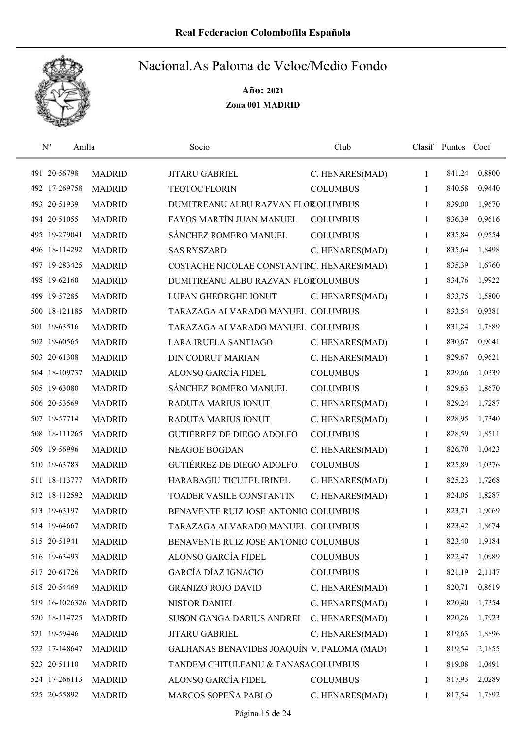# Real Federacion Colombofila Española

## Nacional.As Paloma de Veloc/Medio Fondo

**Año: 2021**

**Zona 001 MADRID**

| Nº | Anilla | | Socio | Club | Clasif | Puntos | Coef |
|---|---|---|---|---|---|---|---|
| 491 | 20-56798 | MADRID | JITARU GABRIEL | C. HENARES(MAD) | 1 | 841,24 | 0,8800 |
| 492 | 17-269758 | MADRID | TEOTOC FLORIN | COLUMBUS | 1 | 840,58 | 0,9440 |
| 493 | 20-51939 | MADRID | DUMITREANU ALBU RAZVAN FLOR | COLUMBUS | 1 | 839,00 | 1,9670 |
| 494 | 20-51055 | MADRID | FAYOS MARTÍN JUAN MANUEL | COLUMBUS | 1 | 836,39 | 0,9616 |
| 495 | 19-279041 | MADRID | SÁNCHEZ ROMERO MANUEL | COLUMBUS | 1 | 835,84 | 0,9554 |
| 496 | 18-114292 | MADRID | SAS RYSZARD | C. HENARES(MAD) | 1 | 835,64 | 1,8498 |
| 497 | 19-283425 | MADRID | COSTACHE NICOLAE CONSTANTIN | C. HENARES(MAD) | 1 | 835,39 | 1,6760 |
| 498 | 19-62160 | MADRID | DUMITREANU ALBU RAZVAN FLOR | COLUMBUS | 1 | 834,76 | 1,9922 |
| 499 | 19-57285 | MADRID | LUPAN GHEORGHE IONUT | C. HENARES(MAD) | 1 | 833,75 | 1,5800 |
| 500 | 18-121185 | MADRID | TARAZAGA ALVARADO MANUEL | COLUMBUS | 1 | 833,54 | 0,9381 |
| 501 | 19-63516 | MADRID | TARAZAGA ALVARADO MANUEL | COLUMBUS | 1 | 831,24 | 1,7889 |
| 502 | 19-60565 | MADRID | LARA IRUELA SANTIAGO | C. HENARES(MAD) | 1 | 830,67 | 0,9041 |
| 503 | 20-61308 | MADRID | DIN CODRUT MARIAN | C. HENARES(MAD) | 1 | 829,67 | 0,9621 |
| 504 | 18-109737 | MADRID | ALONSO GARCÍA FIDEL | COLUMBUS | 1 | 829,66 | 1,0339 |
| 505 | 19-63080 | MADRID | SÁNCHEZ ROMERO MANUEL | COLUMBUS | 1 | 829,63 | 1,8670 |
| 506 | 20-53569 | MADRID | RADUTA MARIUS IONUT | C. HENARES(MAD) | 1 | 829,24 | 1,7287 |
| 507 | 19-57714 | MADRID | RADUTA MARIUS IONUT | C. HENARES(MAD) | 1 | 828,95 | 1,7340 |
| 508 | 18-111265 | MADRID | GUTIÉRREZ DE DIEGO ADOLFO | COLUMBUS | 1 | 828,59 | 1,8511 |
| 509 | 19-56996 | MADRID | NEAGOE BOGDAN | C. HENARES(MAD) | 1 | 826,70 | 1,0423 |
| 510 | 19-63783 | MADRID | GUTIÉRREZ DE DIEGO ADOLFO | COLUMBUS | 1 | 825,89 | 1,0376 |
| 511 | 18-113777 | MADRID | HARABAGIU TICUTEL IRINEL | C. HENARES(MAD) | 1 | 825,23 | 1,7268 |
| 512 | 18-112592 | MADRID | TOADER VASILE CONSTANTIN | C. HENARES(MAD) | 1 | 824,05 | 1,8287 |
| 513 | 19-63197 | MADRID | BENAVENTE RUIZ JOSE ANTONIO | COLUMBUS | 1 | 823,71 | 1,9069 |
| 514 | 19-64667 | MADRID | TARAZAGA ALVARADO MANUEL | COLUMBUS | 1 | 823,42 | 1,8674 |
| 515 | 20-51941 | MADRID | BENAVENTE RUIZ JOSE ANTONIO | COLUMBUS | 1 | 823,40 | 1,9184 |
| 516 | 19-63493 | MADRID | ALONSO GARCÍA FIDEL | COLUMBUS | 1 | 822,47 | 1,0989 |
| 517 | 20-61726 | MADRID | GARCÍA DÍAZ IGNACIO | COLUMBUS | 1 | 821,19 | 2,1147 |
| 518 | 20-54469 | MADRID | GRANIZO ROJO DAVID | C. HENARES(MAD) | 1 | 820,71 | 0,8619 |
| 519 | 16-1026326 | MADRID | NISTOR DANIEL | C. HENARES(MAD) | 1 | 820,40 | 1,7354 |
| 520 | 18-114725 | MADRID | SUSON GANGA DARIUS ANDREI | C. HENARES(MAD) | 1 | 820,26 | 1,7923 |
| 521 | 19-59446 | MADRID | JITARU GABRIEL | C. HENARES(MAD) | 1 | 819,63 | 1,8896 |
| 522 | 17-148647 | MADRID | GALHANAS BENAVIDES JOAQUÍN | V. PALOMA (MAD) | 1 | 819,54 | 2,1855 |
| 523 | 20-51110 | MADRID | TANDEM CHITULEANU & TANASA | COLUMBUS | 1 | 819,08 | 1,0491 |
| 524 | 17-266113 | MADRID | ALONSO GARCÍA FIDEL | COLUMBUS | 1 | 817,93 | 2,0289 |
| 525 | 20-55892 | MADRID | MARCOS SOPEÑA PABLO | C. HENARES(MAD) | 1 | 817,54 | 1,7892 |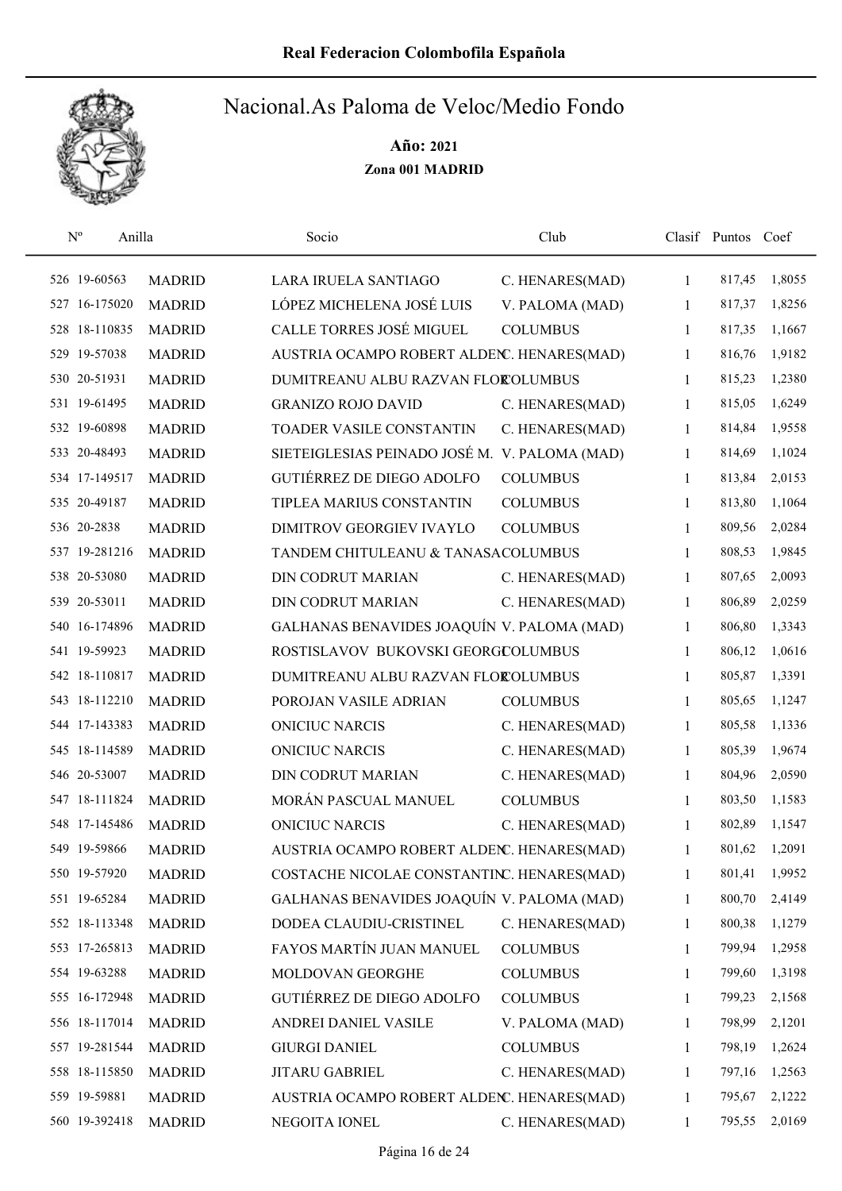# Real Federacion Colombofila Española

## Nacional.As Paloma de Veloc/Medio Fondo

**Año: 2021**

**Zona 001 MADRID**

| Nº | Anilla | | Socio | Club | Clasif | Puntos | Coef |
|---|---|---|---|---|---|---|---|
| 526 | 19-60563 | MADRID | LARA IRUELA SANTIAGO | C. HENARES(MAD) | 1 | 817,45 | 1,8055 |
| 527 | 16-175020 | MADRID | LÓPEZ MICHELENA JOSÉ LUIS | V. PALOMA (MAD) | 1 | 817,37 | 1,8256 |
| 528 | 18-110835 | MADRID | CALLE TORRES JOSÉ MIGUEL | COLUMBUS | 1 | 817,35 | 1,1667 |
| 529 | 19-57038 | MADRID | AUSTRIA OCAMPO ROBERT ALDEN | C. HENARES(MAD) | 1 | 816,76 | 1,9182 |
| 530 | 20-51931 | MADRID | DUMITREANU ALBU RAZVAN FLOR | COLUMBUS | 1 | 815,23 | 1,2380 |
| 531 | 19-61495 | MADRID | GRANIZO ROJO DAVID | C. HENARES(MAD) | 1 | 815,05 | 1,6249 |
| 532 | 19-60898 | MADRID | TOADER VASILE CONSTANTIN | C. HENARES(MAD) | 1 | 814,84 | 1,9558 |
| 533 | 20-48493 | MADRID | SIETEIGLESIAS PEINADO JOSÉ M. | V. PALOMA (MAD) | 1 | 814,69 | 1,1024 |
| 534 | 17-149517 | MADRID | GUTIÉRREZ DE DIEGO ADOLFO | COLUMBUS | 1 | 813,84 | 2,0153 |
| 535 | 20-49187 | MADRID | TIPLEA MARIUS CONSTANTIN | COLUMBUS | 1 | 813,80 | 1,1064 |
| 536 | 20-2838 | MADRID | DIMITROV GEORGIEV IVAYLO | COLUMBUS | 1 | 809,56 | 2,0284 |
| 537 | 19-281216 | MADRID | TANDEM CHITULEANU & TANASA | COLUMBUS | 1 | 808,53 | 1,9845 |
| 538 | 20-53080 | MADRID | DIN CODRUT MARIAN | C. HENARES(MAD) | 1 | 807,65 | 2,0093 |
| 539 | 20-53011 | MADRID | DIN CODRUT MARIAN | C. HENARES(MAD) | 1 | 806,89 | 2,0259 |
| 540 | 16-174896 | MADRID | GALHANAS BENAVIDES JOAQUÍN | V. PALOMA (MAD) | 1 | 806,80 | 1,3343 |
| 541 | 19-59923 | MADRID | ROSTISLAVOV BUKOVSKI GEORGI | COLUMBUS | 1 | 806,12 | 1,0616 |
| 542 | 18-110817 | MADRID | DUMITREANU ALBU RAZVAN FLOR | COLUMBUS | 1 | 805,87 | 1,3391 |
| 543 | 18-112210 | MADRID | POROJAN VASILE ADRIAN | COLUMBUS | 1 | 805,65 | 1,1247 |
| 544 | 17-143383 | MADRID | ONICIUC NARCIS | C. HENARES(MAD) | 1 | 805,58 | 1,1336 |
| 545 | 18-114589 | MADRID | ONICIUC NARCIS | C. HENARES(MAD) | 1 | 805,39 | 1,9674 |
| 546 | 20-53007 | MADRID | DIN CODRUT MARIAN | C. HENARES(MAD) | 1 | 804,96 | 2,0590 |
| 547 | 18-111824 | MADRID | MORÁN PASCUAL MANUEL | COLUMBUS | 1 | 803,50 | 1,1583 |
| 548 | 17-145486 | MADRID | ONICIUC NARCIS | C. HENARES(MAD) | 1 | 802,89 | 1,1547 |
| 549 | 19-59866 | MADRID | AUSTRIA OCAMPO ROBERT ALDEN | C. HENARES(MAD) | 1 | 801,62 | 1,2091 |
| 550 | 19-57920 | MADRID | COSTACHE NICOLAE CONSTANTIN | C. HENARES(MAD) | 1 | 801,41 | 1,9952 |
| 551 | 19-65284 | MADRID | GALHANAS BENAVIDES JOAQUÍN | V. PALOMA (MAD) | 1 | 800,70 | 2,4149 |
| 552 | 18-113348 | MADRID | DODEA CLAUDIU-CRISTINEL | C. HENARES(MAD) | 1 | 800,38 | 1,1279 |
| 553 | 17-265813 | MADRID | FAYOS MARTÍN JUAN MANUEL | COLUMBUS | 1 | 799,94 | 1,2958 |
| 554 | 19-63288 | MADRID | MOLDOVAN GEORGHE | COLUMBUS | 1 | 799,60 | 1,3198 |
| 555 | 16-172948 | MADRID | GUTIÉRREZ DE DIEGO ADOLFO | COLUMBUS | 1 | 799,23 | 2,1568 |
| 556 | 18-117014 | MADRID | ANDREI DANIEL VASILE | V. PALOMA (MAD) | 1 | 798,99 | 2,1201 |
| 557 | 19-281544 | MADRID | GIURGI DANIEL | COLUMBUS | 1 | 798,19 | 1,2624 |
| 558 | 18-115850 | MADRID | JITARU GABRIEL | C. HENARES(MAD) | 1 | 797,16 | 1,2563 |
| 559 | 19-59881 | MADRID | AUSTRIA OCAMPO ROBERT ALDEN | C. HENARES(MAD) | 1 | 795,67 | 2,1222 |
| 560 | 19-392418 | MADRID | NEGOITA IONEL | C. HENARES(MAD) | 1 | 795,55 | 2,0169 |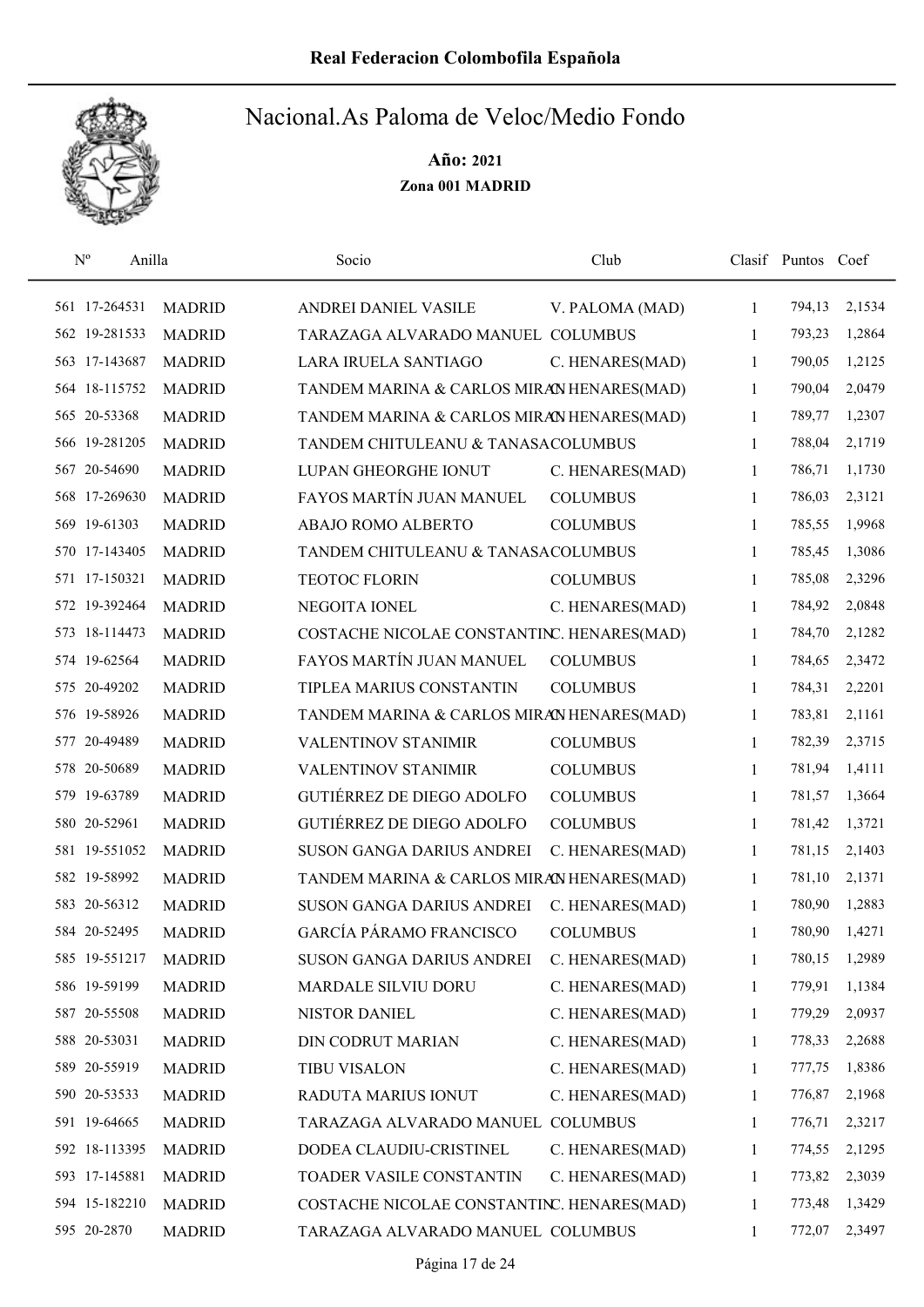# Real Federacion Colombofila Española

## Nacional.As Paloma de Veloc/Medio Fondo

**Año: 2021**

**Zona 001 MADRID**

| Nº | Anilla | | Socio | Club | Clasif | Puntos | Coef |
|---|---|---|---|---|---|---|---|
| 561 | 17-264531 | MADRID | ANDREI DANIEL VASILE | V. PALOMA (MAD) | 1 | 794,13 | 2,1534 |
| 562 | 19-281533 | MADRID | TARAZAGA ALVARADO MANUEL | COLUMBUS | 1 | 793,23 | 1,2864 |
| 563 | 17-143687 | MADRID | LARA IRUELA SANTIAGO | C. HENARES(MAD) | 1 | 790,05 | 1,2125 |
| 564 | 18-115752 | MADRID | TANDEM MARINA & CARLOS MIRA | C. HENARES(MAD) | 1 | 790,04 | 2,0479 |
| 565 | 20-53368 | MADRID | TANDEM MARINA & CARLOS MIRA | C. HENARES(MAD) | 1 | 789,77 | 1,2307 |
| 566 | 19-281205 | MADRID | TANDEM CHITULEANU & TANASA | COLUMBUS | 1 | 788,04 | 2,1719 |
| 567 | 20-54690 | MADRID | LUPAN GHEORGHE IONUT | C. HENARES(MAD) | 1 | 786,71 | 1,1730 |
| 568 | 17-269630 | MADRID | FAYOS MARTÍN JUAN MANUEL | COLUMBUS | 1 | 786,03 | 2,3121 |
| 569 | 19-61303 | MADRID | ABAJO ROMO ALBERTO | COLUMBUS | 1 | 785,55 | 1,9968 |
| 570 | 17-143405 | MADRID | TANDEM CHITULEANU & TANASA | COLUMBUS | 1 | 785,45 | 1,3086 |
| 571 | 17-150321 | MADRID | TEOTOC FLORIN | COLUMBUS | 1 | 785,08 | 2,3296 |
| 572 | 19-392464 | MADRID | NEGOITA IONEL | C. HENARES(MAD) | 1 | 784,92 | 2,0848 |
| 573 | 18-114473 | MADRID | COSTACHE NICOLAE CONSTANTIN | C. HENARES(MAD) | 1 | 784,70 | 2,1282 |
| 574 | 19-62564 | MADRID | FAYOS MARTÍN JUAN MANUEL | COLUMBUS | 1 | 784,65 | 2,3472 |
| 575 | 20-49202 | MADRID | TIPLEA MARIUS CONSTANTIN | COLUMBUS | 1 | 784,31 | 2,2201 |
| 576 | 19-58926 | MADRID | TANDEM MARINA & CARLOS MIRA | C. HENARES(MAD) | 1 | 783,81 | 2,1161 |
| 577 | 20-49489 | MADRID | VALENTINOV STANIMIR | COLUMBUS | 1 | 782,39 | 2,3715 |
| 578 | 20-50689 | MADRID | VALENTINOV STANIMIR | COLUMBUS | 1 | 781,94 | 1,4111 |
| 579 | 19-63789 | MADRID | GUTIÉRREZ DE DIEGO ADOLFO | COLUMBUS | 1 | 781,57 | 1,3664 |
| 580 | 20-52961 | MADRID | GUTIÉRREZ DE DIEGO ADOLFO | COLUMBUS | 1 | 781,42 | 1,3721 |
| 581 | 19-551052 | MADRID | SUSON GANGA DARIUS ANDREI | C. HENARES(MAD) | 1 | 781,15 | 2,1403 |
| 582 | 19-58992 | MADRID | TANDEM MARINA & CARLOS MIRA | C. HENARES(MAD) | 1 | 781,10 | 2,1371 |
| 583 | 20-56312 | MADRID | SUSON GANGA DARIUS ANDREI | C. HENARES(MAD) | 1 | 780,90 | 1,2883 |
| 584 | 20-52495 | MADRID | GARCÍA PÁRAMO FRANCISCO | COLUMBUS | 1 | 780,90 | 1,4271 |
| 585 | 19-551217 | MADRID | SUSON GANGA DARIUS ANDREI | C. HENARES(MAD) | 1 | 780,15 | 1,2989 |
| 586 | 19-59199 | MADRID | MARDALE SILVIU DORU | C. HENARES(MAD) | 1 | 779,91 | 1,1384 |
| 587 | 20-55508 | MADRID | NISTOR DANIEL | C. HENARES(MAD) | 1 | 779,29 | 2,0937 |
| 588 | 20-53031 | MADRID | DIN CODRUT MARIAN | C. HENARES(MAD) | 1 | 778,33 | 2,2688 |
| 589 | 20-55919 | MADRID | TIBU VISALON | C. HENARES(MAD) | 1 | 777,75 | 1,8386 |
| 590 | 20-53533 | MADRID | RADUTA MARIUS IONUT | C. HENARES(MAD) | 1 | 776,87 | 2,1968 |
| 591 | 19-64665 | MADRID | TARAZAGA ALVARADO MANUEL | COLUMBUS | 1 | 776,71 | 2,3217 |
| 592 | 18-113395 | MADRID | DODEA CLAUDIU-CRISTINEL | C. HENARES(MAD) | 1 | 774,55 | 2,1295 |
| 593 | 17-145881 | MADRID | TOADER VASILE CONSTANTIN | C. HENARES(MAD) | 1 | 773,82 | 2,3039 |
| 594 | 15-182210 | MADRID | COSTACHE NICOLAE CONSTANTIN | C. HENARES(MAD) | 1 | 773,48 | 1,3429 |
| 595 | 20-2870 | MADRID | TARAZAGA ALVARADO MANUEL | COLUMBUS | 1 | 772,07 | 2,3497 |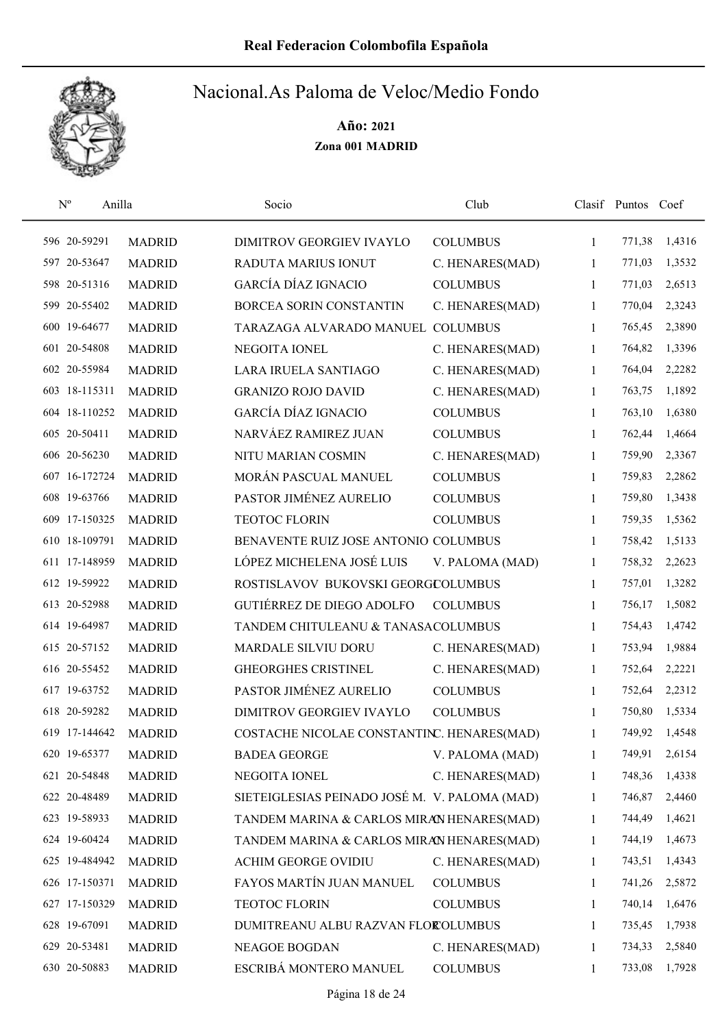# Real Federacion Colombofila Española

## Nacional.As Paloma de Veloc/Medio Fondo

**Año: 2021**

**Zona 001 MADRID**

| Nº | Anilla | | Socio | Club | Clasif | Puntos | Coef |
|---|---|---|---|---|---|---|---|
| 596 | 20-59291 | MADRID | DIMITROV GEORGIEV IVAYLO | COLUMBUS | 1 | 771,38 | 1,4316 |
| 597 | 20-53647 | MADRID | RADUTA MARIUS IONUT | C. HENARES(MAD) | 1 | 771,03 | 1,3532 |
| 598 | 20-51316 | MADRID | GARCÍA DÍAZ IGNACIO | COLUMBUS | 1 | 771,03 | 2,6513 |
| 599 | 20-55402 | MADRID | BORCEA SORIN CONSTANTIN | C. HENARES(MAD) | 1 | 770,04 | 2,3243 |
| 600 | 19-64677 | MADRID | TARAZAGA ALVARADO MANUEL | COLUMBUS | 1 | 765,45 | 2,3890 |
| 601 | 20-54808 | MADRID | NEGOITA IONEL | C. HENARES(MAD) | 1 | 764,82 | 1,3396 |
| 602 | 20-55984 | MADRID | LARA IRUELA SANTIAGO | C. HENARES(MAD) | 1 | 764,04 | 2,2282 |
| 603 | 18-115311 | MADRID | GRANIZO ROJO DAVID | C. HENARES(MAD) | 1 | 763,75 | 1,1892 |
| 604 | 18-110252 | MADRID | GARCÍA DÍAZ IGNACIO | COLUMBUS | 1 | 763,10 | 1,6380 |
| 605 | 20-50411 | MADRID | NARVÁEZ RAMIREZ JUAN | COLUMBUS | 1 | 762,44 | 1,4664 |
| 606 | 20-56230 | MADRID | NITU MARIAN COSMIN | C. HENARES(MAD) | 1 | 759,90 | 2,3367 |
| 607 | 16-172724 | MADRID | MORÁN PASCUAL MANUEL | COLUMBUS | 1 | 759,83 | 2,2862 |
| 608 | 19-63766 | MADRID | PASTOR JIMÉNEZ AURELIO | COLUMBUS | 1 | 759,80 | 1,3438 |
| 609 | 17-150325 | MADRID | TEOTOC FLORIN | COLUMBUS | 1 | 759,35 | 1,5362 |
| 610 | 18-109791 | MADRID | BENAVENTE RUIZ JOSE ANTONIO | COLUMBUS | 1 | 758,42 | 1,5133 |
| 611 | 17-148959 | MADRID | LÓPEZ MICHELENA JOSÉ LUIS | V. PALOMA (MAD) | 1 | 758,32 | 2,2623 |
| 612 | 19-59922 | MADRID | ROSTISLAVOV BUKOVSKI GEORGI | COLUMBUS | 1 | 757,01 | 1,3282 |
| 613 | 20-52988 | MADRID | GUTIÉRREZ DE DIEGO ADOLFO | COLUMBUS | 1 | 756,17 | 1,5082 |
| 614 | 19-64987 | MADRID | TANDEM CHITULEANU & TANASA | COLUMBUS | 1 | 754,43 | 1,4742 |
| 615 | 20-57152 | MADRID | MARDALE SILVIU DORU | C. HENARES(MAD) | 1 | 753,94 | 1,9884 |
| 616 | 20-55452 | MADRID | GHEORGHES CRISTINEL | C. HENARES(MAD) | 1 | 752,64 | 2,2221 |
| 617 | 19-63752 | MADRID | PASTOR JIMÉNEZ AURELIO | COLUMBUS | 1 | 752,64 | 2,2312 |
| 618 | 20-59282 | MADRID | DIMITROV GEORGIEV IVAYLO | COLUMBUS | 1 | 750,80 | 1,5334 |
| 619 | 17-144642 | MADRID | COSTACHE NICOLAE CONSTANTIN | C. HENARES(MAD) | 1 | 749,92 | 1,4548 |
| 620 | 19-65377 | MADRID | BADEA GEORGE | V. PALOMA (MAD) | 1 | 749,91 | 2,6154 |
| 621 | 20-54848 | MADRID | NEGOITA IONEL | C. HENARES(MAD) | 1 | 748,36 | 1,4338 |
| 622 | 20-48489 | MADRID | SIETEIGLESIAS PEINADO JOSÉ M. | V. PALOMA (MAD) | 1 | 746,87 | 2,4460 |
| 623 | 19-58933 | MADRID | TANDEM MARINA & CARLOS MIRA | C. HENARES(MAD) | 1 | 744,49 | 1,4621 |
| 624 | 19-60424 | MADRID | TANDEM MARINA & CARLOS MIRA | C. HENARES(MAD) | 1 | 744,19 | 1,4673 |
| 625 | 19-484942 | MADRID | ACHIM GEORGE OVIDIU | C. HENARES(MAD) | 1 | 743,51 | 1,4343 |
| 626 | 17-150371 | MADRID | FAYOS MARTÍN JUAN MANUEL | COLUMBUS | 1 | 741,26 | 2,5872 |
| 627 | 17-150329 | MADRID | TEOTOC FLORIN | COLUMBUS | 1 | 740,14 | 1,6476 |
| 628 | 19-67091 | MADRID | DUMITREANU ALBU RAZVAN FLOR | COLUMBUS | 1 | 735,45 | 1,7938 |
| 629 | 20-53481 | MADRID | NEAGOE BOGDAN | C. HENARES(MAD) | 1 | 734,33 | 2,5840 |
| 630 | 20-50883 | MADRID | ESCRIBÁ MONTERO MANUEL | COLUMBUS | 1 | 733,08 | 1,7928 |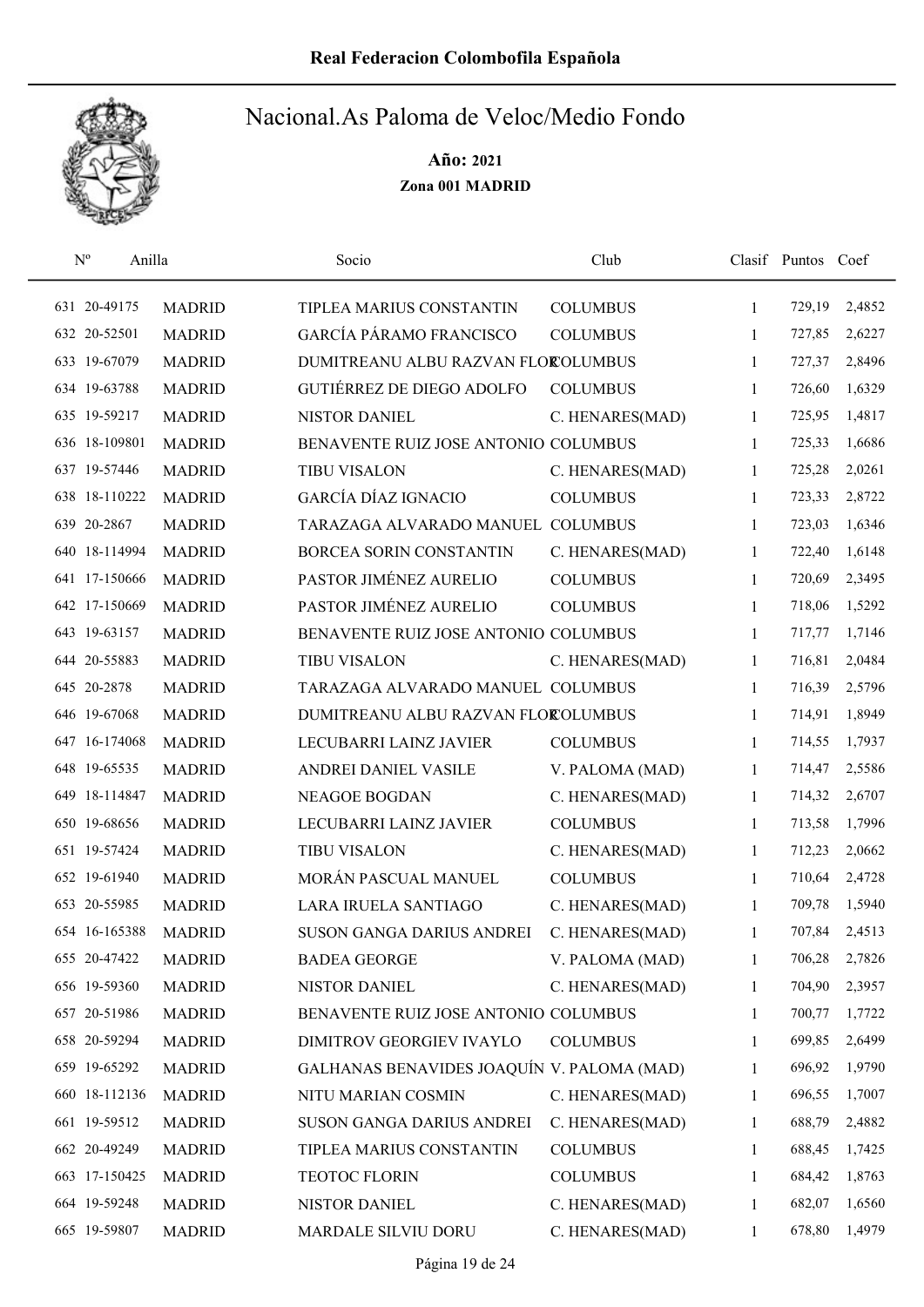# Real Federacion Colombofila Española

## Nacional.As Paloma de Veloc/Medio Fondo

**Año: 2021**

**Zona 001 MADRID**

| Nº | Anilla | | Socio | Club | Clasif | Puntos | Coef |
|---|---|---|---|---|---|---|---|
| 631 | 20-49175 | MADRID | TIPLEA MARIUS CONSTANTIN | COLUMBUS | 1 | 729,19 | 2,4852 |
| 632 | 20-52501 | MADRID | GARCÍA PÁRAMO FRANCISCO | COLUMBUS | 1 | 727,85 | 2,6227 |
| 633 | 19-67079 | MADRID | DUMITREANU ALBU RAZVAN FLOR | COLUMBUS | 1 | 727,37 | 2,8496 |
| 634 | 19-63788 | MADRID | GUTIÉRREZ DE DIEGO ADOLFO | COLUMBUS | 1 | 726,60 | 1,6329 |
| 635 | 19-59217 | MADRID | NISTOR DANIEL | C. HENARES(MAD) | 1 | 725,95 | 1,4817 |
| 636 | 18-109801 | MADRID | BENAVENTE RUIZ JOSE ANTONIO | COLUMBUS | 1 | 725,33 | 1,6686 |
| 637 | 19-57446 | MADRID | TIBU VISALON | C. HENARES(MAD) | 1 | 725,28 | 2,0261 |
| 638 | 18-110222 | MADRID | GARCÍA DÍAZ IGNACIO | COLUMBUS | 1 | 723,33 | 2,8722 |
| 639 | 20-2867 | MADRID | TARAZAGA ALVARADO MANUEL | COLUMBUS | 1 | 723,03 | 1,6346 |
| 640 | 18-114994 | MADRID | BORCEA SORIN CONSTANTIN | C. HENARES(MAD) | 1 | 722,40 | 1,6148 |
| 641 | 17-150666 | MADRID | PASTOR JIMÉNEZ AURELIO | COLUMBUS | 1 | 720,69 | 2,3495 |
| 642 | 17-150669 | MADRID | PASTOR JIMÉNEZ AURELIO | COLUMBUS | 1 | 718,06 | 1,5292 |
| 643 | 19-63157 | MADRID | BENAVENTE RUIZ JOSE ANTONIO | COLUMBUS | 1 | 717,77 | 1,7146 |
| 644 | 20-55883 | MADRID | TIBU VISALON | C. HENARES(MAD) | 1 | 716,81 | 2,0484 |
| 645 | 20-2878 | MADRID | TARAZAGA ALVARADO MANUEL | COLUMBUS | 1 | 716,39 | 2,5796 |
| 646 | 19-67068 | MADRID | DUMITREANU ALBU RAZVAN FLOR | COLUMBUS | 1 | 714,91 | 1,8949 |
| 647 | 16-174068 | MADRID | LECUBARRI LAINZ JAVIER | COLUMBUS | 1 | 714,55 | 1,7937 |
| 648 | 19-65535 | MADRID | ANDREI DANIEL VASILE | V. PALOMA (MAD) | 1 | 714,47 | 2,5586 |
| 649 | 18-114847 | MADRID | NEAGOE BOGDAN | C. HENARES(MAD) | 1 | 714,32 | 2,6707 |
| 650 | 19-68656 | MADRID | LECUBARRI LAINZ JAVIER | COLUMBUS | 1 | 713,58 | 1,7996 |
| 651 | 19-57424 | MADRID | TIBU VISALON | C. HENARES(MAD) | 1 | 712,23 | 2,0662 |
| 652 | 19-61940 | MADRID | MORÁN PASCUAL MANUEL | COLUMBUS | 1 | 710,64 | 2,4728 |
| 653 | 20-55985 | MADRID | LARA IRUELA SANTIAGO | C. HENARES(MAD) | 1 | 709,78 | 1,5940 |
| 654 | 16-165388 | MADRID | SUSON GANGA DARIUS ANDREI | C. HENARES(MAD) | 1 | 707,84 | 2,4513 |
| 655 | 20-47422 | MADRID | BADEA GEORGE | V. PALOMA (MAD) | 1 | 706,28 | 2,7826 |
| 656 | 19-59360 | MADRID | NISTOR DANIEL | C. HENARES(MAD) | 1 | 704,90 | 2,3957 |
| 657 | 20-51986 | MADRID | BENAVENTE RUIZ JOSE ANTONIO | COLUMBUS | 1 | 700,77 | 1,7722 |
| 658 | 20-59294 | MADRID | DIMITROV GEORGIEV IVAYLO | COLUMBUS | 1 | 699,85 | 2,6499 |
| 659 | 19-65292 | MADRID | GALHANAS BENAVIDES JOAQUÍN | V. PALOMA (MAD) | 1 | 696,92 | 1,9790 |
| 660 | 18-112136 | MADRID | NITU MARIAN COSMIN | C. HENARES(MAD) | 1 | 696,55 | 1,7007 |
| 661 | 19-59512 | MADRID | SUSON GANGA DARIUS ANDREI | C. HENARES(MAD) | 1 | 688,79 | 2,4882 |
| 662 | 20-49249 | MADRID | TIPLEA MARIUS CONSTANTIN | COLUMBUS | 1 | 688,45 | 1,7425 |
| 663 | 17-150425 | MADRID | TEOTOC FLORIN | COLUMBUS | 1 | 684,42 | 1,8763 |
| 664 | 19-59248 | MADRID | NISTOR DANIEL | C. HENARES(MAD) | 1 | 682,07 | 1,6560 |
| 665 | 19-59807 | MADRID | MARDALE SILVIU DORU | C. HENARES(MAD) | 1 | 678,80 | 1,4979 |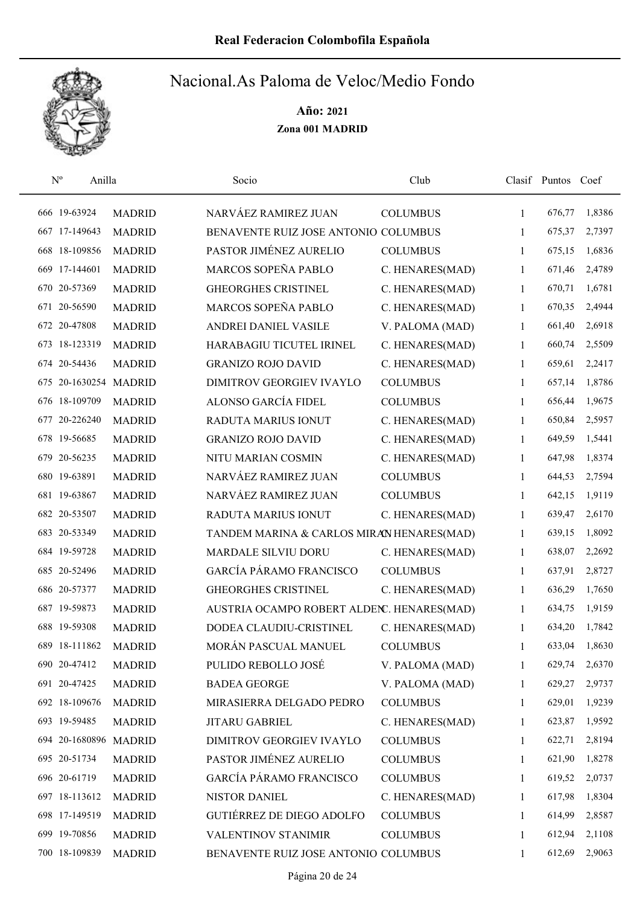# Nacional.As Paloma de Veloc/Medio Fondo

**Año: 2021**

**Zona 001 MADRID**

| Nº | Anilla | | Socio | Club | Clasif | Puntos | Coef |
|---|---|---|---|---|---|---|---|
| 666 | 19-63924 | MADRID | NARVÁEZ RAMIREZ JUAN | COLUMBUS | 1 | 676,77 | 1,8386 |
| 667 | 17-149643 | MADRID | BENAVENTE RUIZ JOSE ANTONIO | COLUMBUS | 1 | 675,37 | 2,7397 |
| 668 | 18-109856 | MADRID | PASTOR JIMÉNEZ AURELIO | COLUMBUS | 1 | 675,15 | 1,6836 |
| 669 | 17-144601 | MADRID | MARCOS SOPEÑA PABLO | C. HENARES(MAD) | 1 | 671,46 | 2,4789 |
| 670 | 20-57369 | MADRID | GHEORGHES CRISTINEL | C. HENARES(MAD) | 1 | 670,71 | 1,6781 |
| 671 | 20-56590 | MADRID | MARCOS SOPEÑA PABLO | C. HENARES(MAD) | 1 | 670,35 | 2,4944 |
| 672 | 20-47808 | MADRID | ANDREI DANIEL VASILE | V. PALOMA (MAD) | 1 | 661,40 | 2,6918 |
| 673 | 18-123319 | MADRID | HARABAGIU TICUTEL IRINEL | C. HENARES(MAD) | 1 | 660,74 | 2,5509 |
| 674 | 20-54436 | MADRID | GRANIZO ROJO DAVID | C. HENARES(MAD) | 1 | 659,61 | 2,2417 |
| 675 | 20-1630254 | MADRID | DIMITROV GEORGIEV IVAYLO | COLUMBUS | 1 | 657,14 | 1,8786 |
| 676 | 18-109709 | MADRID | ALONSO GARCÍA FIDEL | COLUMBUS | 1 | 656,44 | 1,9675 |
| 677 | 20-226240 | MADRID | RADUTA MARIUS IONUT | C. HENARES(MAD) | 1 | 650,84 | 2,5957 |
| 678 | 19-56685 | MADRID | GRANIZO ROJO DAVID | C. HENARES(MAD) | 1 | 649,59 | 1,5441 |
| 679 | 20-56235 | MADRID | NITU MARIAN COSMIN | C. HENARES(MAD) | 1 | 647,98 | 1,8374 |
| 680 | 19-63891 | MADRID | NARVÁEZ RAMIREZ JUAN | COLUMBUS | 1 | 644,53 | 2,7594 |
| 681 | 19-63867 | MADRID | NARVÁEZ RAMIREZ JUAN | COLUMBUS | 1 | 642,15 | 1,9119 |
| 682 | 20-53507 | MADRID | RADUTA MARIUS IONUT | C. HENARES(MAD) | 1 | 639,47 | 2,6170 |
| 683 | 20-53349 | MADRID | TANDEM MARINA & CARLOS MIRA | C. HENARES(MAD) | 1 | 639,15 | 1,8092 |
| 684 | 19-59728 | MADRID | MARDALE SILVIU DORU | C. HENARES(MAD) | 1 | 638,07 | 2,2692 |
| 685 | 20-52496 | MADRID | GARCÍA PÁRAMO FRANCISCO | COLUMBUS | 1 | 637,91 | 2,8727 |
| 686 | 20-57377 | MADRID | GHEORGHES CRISTINEL | C. HENARES(MAD) | 1 | 636,29 | 1,7650 |
| 687 | 19-59873 | MADRID | AUSTRIA OCAMPO ROBERT ALDEN | C. HENARES(MAD) | 1 | 634,75 | 1,9159 |
| 688 | 19-59308 | MADRID | DODEA CLAUDIU-CRISTINEL | C. HENARES(MAD) | 1 | 634,20 | 1,7842 |
| 689 | 18-111862 | MADRID | MORÁN PASCUAL MANUEL | COLUMBUS | 1 | 633,04 | 1,8630 |
| 690 | 20-47412 | MADRID | PULIDO REBOLLO JOSÉ | V. PALOMA (MAD) | 1 | 629,74 | 2,6370 |
| 691 | 20-47425 | MADRID | BADEA GEORGE | V. PALOMA (MAD) | 1 | 629,27 | 2,9737 |
| 692 | 18-109676 | MADRID | MIRASIERRA DELGADO PEDRO | COLUMBUS | 1 | 629,01 | 1,9239 |
| 693 | 19-59485 | MADRID | JITARU GABRIEL | C. HENARES(MAD) | 1 | 623,87 | 1,9592 |
| 694 | 20-1680896 | MADRID | DIMITROV GEORGIEV IVAYLO | COLUMBUS | 1 | 622,71 | 2,8194 |
| 695 | 20-51734 | MADRID | PASTOR JIMÉNEZ AURELIO | COLUMBUS | 1 | 621,90 | 1,8278 |
| 696 | 20-61719 | MADRID | GARCÍA PÁRAMO FRANCISCO | COLUMBUS | 1 | 619,52 | 2,0737 |
| 697 | 18-113612 | MADRID | NISTOR DANIEL | C. HENARES(MAD) | 1 | 617,98 | 1,8304 |
| 698 | 17-149519 | MADRID | GUTIÉRREZ DE DIEGO ADOLFO | COLUMBUS | 1 | 614,99 | 2,8587 |
| 699 | 19-70856 | MADRID | VALENTINOV STANIMIR | COLUMBUS | 1 | 612,94 | 2,1108 |
| 700 | 18-109839 | MADRID | BENAVENTE RUIZ JOSE ANTONIO | COLUMBUS | 1 | 612,69 | 2,9063 |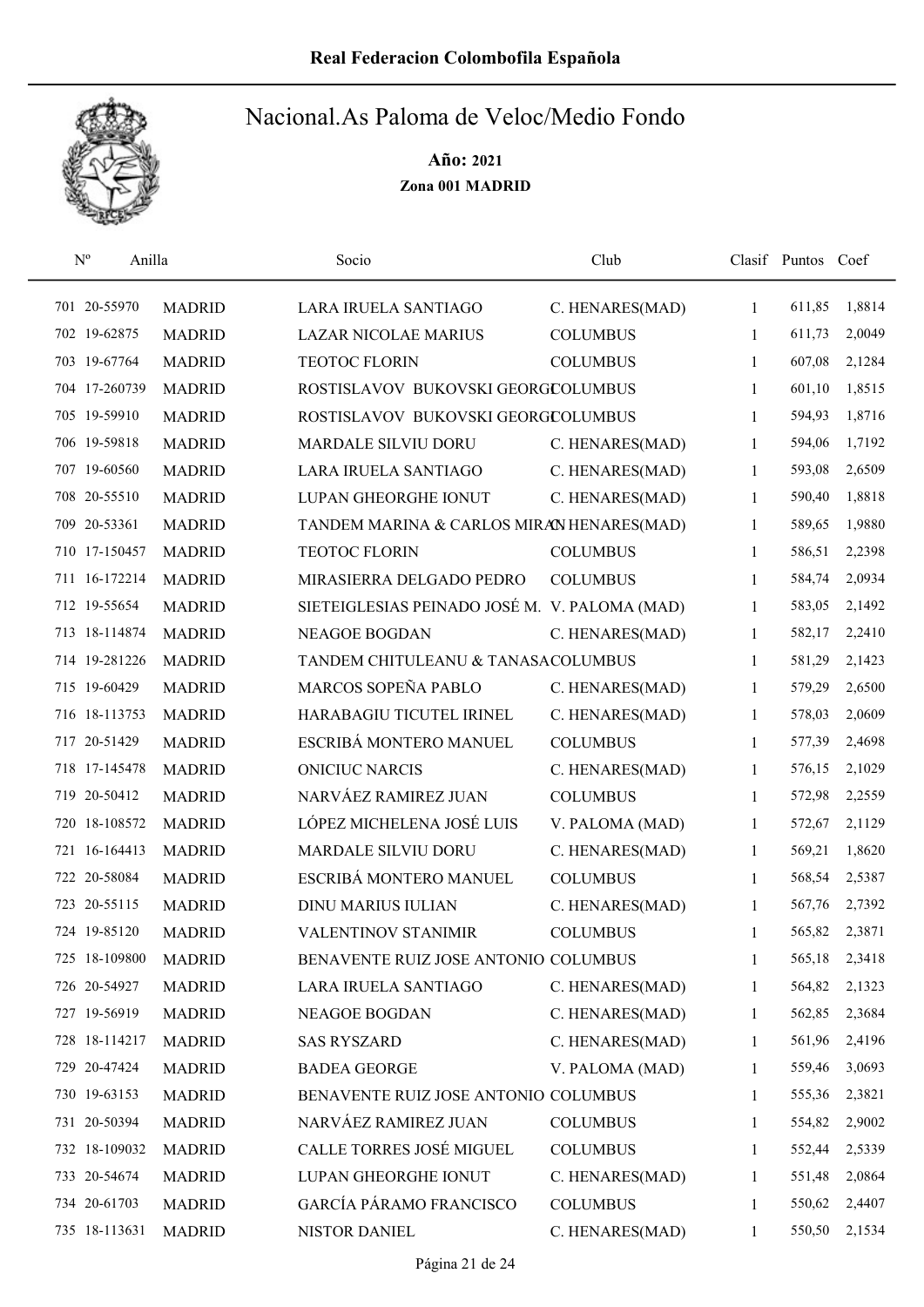# Real Federacion Colombofila Española

## Nacional.As Paloma de Veloc/Medio Fondo

**Año: 2021**

**Zona 001 MADRID**

| Nº | Anilla | | Socio | Club | Clasif | Puntos | Coef |
|---|---|---|---|---|---|---|---|
| 701 | 20-55970 | MADRID | LARA IRUELA SANTIAGO | C. HENARES(MAD) | 1 | 611,85 | 1,8814 |
| 702 | 19-62875 | MADRID | LAZAR NICOLAE MARIUS | COLUMBUS | 1 | 611,73 | 2,0049 |
| 703 | 19-67764 | MADRID | TEOTOC FLORIN | COLUMBUS | 1 | 607,08 | 2,1284 |
| 704 | 17-260739 | MADRID | ROSTISLAVOV BUKOVSKI GEORGI | COLUMBUS | 1 | 601,10 | 1,8515 |
| 705 | 19-59910 | MADRID | ROSTISLAVOV BUKOVSKI GEORGI | COLUMBUS | 1 | 594,93 | 1,8716 |
| 706 | 19-59818 | MADRID | MARDALE SILVIU DORU | C. HENARES(MAD) | 1 | 594,06 | 1,7192 |
| 707 | 19-60560 | MADRID | LARA IRUELA SANTIAGO | C. HENARES(MAD) | 1 | 593,08 | 2,6509 |
| 708 | 20-55510 | MADRID | LUPAN GHEORGHE IONUT | C. HENARES(MAD) | 1 | 590,40 | 1,8818 |
| 709 | 20-53361 | MADRID | TANDEM MARINA & CARLOS MIRAN | C. HENARES(MAD) | 1 | 589,65 | 1,9880 |
| 710 | 17-150457 | MADRID | TEOTOC FLORIN | COLUMBUS | 1 | 586,51 | 2,2398 |
| 711 | 16-172214 | MADRID | MIRASIERRA DELGADO PEDRO | COLUMBUS | 1 | 584,74 | 2,0934 |
| 712 | 19-55654 | MADRID | SIETEIGLESIAS PEINADO JOSÉ M. | V. PALOMA (MAD) | 1 | 583,05 | 2,1492 |
| 713 | 18-114874 | MADRID | NEAGOE BOGDAN | C. HENARES(MAD) | 1 | 582,17 | 2,2410 |
| 714 | 19-281226 | MADRID | TANDEM CHITULEANU & TANASA | COLUMBUS | 1 | 581,29 | 2,1423 |
| 715 | 19-60429 | MADRID | MARCOS SOPEÑA PABLO | C. HENARES(MAD) | 1 | 579,29 | 2,6500 |
| 716 | 18-113753 | MADRID | HARABAGIU TICUTEL IRINEL | C. HENARES(MAD) | 1 | 578,03 | 2,0609 |
| 717 | 20-51429 | MADRID | ESCRIBÁ MONTERO MANUEL | COLUMBUS | 1 | 577,39 | 2,4698 |
| 718 | 17-145478 | MADRID | ONICIUC NARCIS | C. HENARES(MAD) | 1 | 576,15 | 2,1029 |
| 719 | 20-50412 | MADRID | NARVÁEZ RAMIREZ JUAN | COLUMBUS | 1 | 572,98 | 2,2559 |
| 720 | 18-108572 | MADRID | LÓPEZ MICHELENA JOSÉ LUIS | V. PALOMA (MAD) | 1 | 572,67 | 2,1129 |
| 721 | 16-164413 | MADRID | MARDALE SILVIU DORU | C. HENARES(MAD) | 1 | 569,21 | 1,8620 |
| 722 | 20-58084 | MADRID | ESCRIBÁ MONTERO MANUEL | COLUMBUS | 1 | 568,54 | 2,5387 |
| 723 | 20-55115 | MADRID | DINU MARIUS IULIAN | C. HENARES(MAD) | 1 | 567,76 | 2,7392 |
| 724 | 19-85120 | MADRID | VALENTINOV STANIMIR | COLUMBUS | 1 | 565,82 | 2,3871 |
| 725 | 18-109800 | MADRID | BENAVENTE RUIZ JOSE ANTONIO | COLUMBUS | 1 | 565,18 | 2,3418 |
| 726 | 20-54927 | MADRID | LARA IRUELA SANTIAGO | C. HENARES(MAD) | 1 | 564,82 | 2,1323 |
| 727 | 19-56919 | MADRID | NEAGOE BOGDAN | C. HENARES(MAD) | 1 | 562,85 | 2,3684 |
| 728 | 18-114217 | MADRID | SAS RYSZARD | C. HENARES(MAD) | 1 | 561,96 | 2,4196 |
| 729 | 20-47424 | MADRID | BADEA GEORGE | V. PALOMA (MAD) | 1 | 559,46 | 3,0693 |
| 730 | 19-63153 | MADRID | BENAVENTE RUIZ JOSE ANTONIO | COLUMBUS | 1 | 555,36 | 2,3821 |
| 731 | 20-50394 | MADRID | NARVÁEZ RAMIREZ JUAN | COLUMBUS | 1 | 554,82 | 2,9002 |
| 732 | 18-109032 | MADRID | CALLE TORRES JOSÉ MIGUEL | COLUMBUS | 1 | 552,44 | 2,5339 |
| 733 | 20-54674 | MADRID | LUPAN GHEORGHE IONUT | C. HENARES(MAD) | 1 | 551,48 | 2,0864 |
| 734 | 20-61703 | MADRID | GARCÍA PÁRAMO FRANCISCO | COLUMBUS | 1 | 550,62 | 2,4407 |
| 735 | 18-113631 | MADRID | NISTOR DANIEL | C. HENARES(MAD) | 1 | 550,50 | 2,1534 |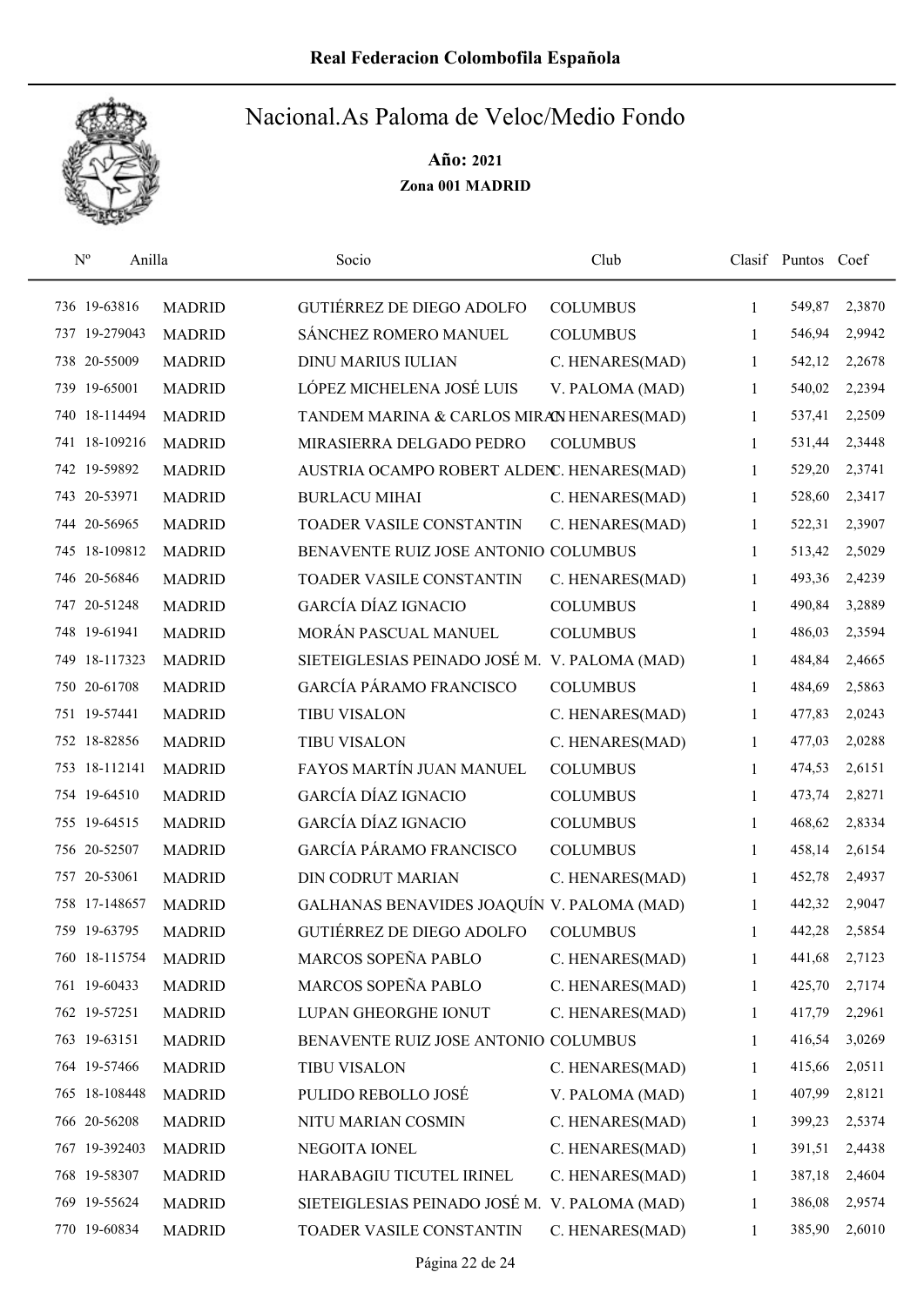# Real Federacion Colombofila Española

## Nacional.As Paloma de Veloc/Medio Fondo

**Año: 2021**

**Zona 001 MADRID**

| Nº | Anilla | | Socio | Club | Clasif | Puntos | Coef |
|---|---|---|---|---|---|---|---|
| 736 | 19-63816 | MADRID | GUTIÉRREZ DE DIEGO ADOLFO | COLUMBUS | 1 | 549,87 | 2,3870 |
| 737 | 19-279043 | MADRID | SÁNCHEZ ROMERO MANUEL | COLUMBUS | 1 | 546,94 | 2,9942 |
| 738 | 20-55009 | MADRID | DINU MARIUS IULIAN | C. HENARES(MAD) | 1 | 542,12 | 2,2678 |
| 739 | 19-65001 | MADRID | LÓPEZ MICHELENA JOSÉ LUIS | V. PALOMA (MAD) | 1 | 540,02 | 2,2394 |
| 740 | 18-114494 | MADRID | TANDEM MARINA & CARLOS MIRA | C. HENARES(MAD) | 1 | 537,41 | 2,2509 |
| 741 | 18-109216 | MADRID | MIRASIERRA DELGADO PEDRO | COLUMBUS | 1 | 531,44 | 2,3448 |
| 742 | 19-59892 | MADRID | AUSTRIA OCAMPO ROBERT ALDEN | C. HENARES(MAD) | 1 | 529,20 | 2,3741 |
| 743 | 20-53971 | MADRID | BURLACU MIHAI | C. HENARES(MAD) | 1 | 528,60 | 2,3417 |
| 744 | 20-56965 | MADRID | TOADER VASILE CONSTANTIN | C. HENARES(MAD) | 1 | 522,31 | 2,3907 |
| 745 | 18-109812 | MADRID | BENAVENTE RUIZ JOSE ANTONIO | COLUMBUS | 1 | 513,42 | 2,5029 |
| 746 | 20-56846 | MADRID | TOADER VASILE CONSTANTIN | C. HENARES(MAD) | 1 | 493,36 | 2,4239 |
| 747 | 20-51248 | MADRID | GARCÍA DÍAZ IGNACIO | COLUMBUS | 1 | 490,84 | 3,2889 |
| 748 | 19-61941 | MADRID | MORÁN PASCUAL MANUEL | COLUMBUS | 1 | 486,03 | 2,3594 |
| 749 | 18-117323 | MADRID | SIETEIGLESIAS PEINADO JOSÉ M. | V. PALOMA (MAD) | 1 | 484,84 | 2,4665 |
| 750 | 20-61708 | MADRID | GARCÍA PÁRAMO FRANCISCO | COLUMBUS | 1 | 484,69 | 2,5863 |
| 751 | 19-57441 | MADRID | TIBU VISALON | C. HENARES(MAD) | 1 | 477,83 | 2,0243 |
| 752 | 18-82856 | MADRID | TIBU VISALON | C. HENARES(MAD) | 1 | 477,03 | 2,0288 |
| 753 | 18-112141 | MADRID | FAYOS MARTÍN JUAN MANUEL | COLUMBUS | 1 | 474,53 | 2,6151 |
| 754 | 19-64510 | MADRID | GARCÍA DÍAZ IGNACIO | COLUMBUS | 1 | 473,74 | 2,8271 |
| 755 | 19-64515 | MADRID | GARCÍA DÍAZ IGNACIO | COLUMBUS | 1 | 468,62 | 2,8334 |
| 756 | 20-52507 | MADRID | GARCÍA PÁRAMO FRANCISCO | COLUMBUS | 1 | 458,14 | 2,6154 |
| 757 | 20-53061 | MADRID | DIN CODRUT MARIAN | C. HENARES(MAD) | 1 | 452,78 | 2,4937 |
| 758 | 17-148657 | MADRID | GALHANAS BENAVIDES JOAQUÍN | V. PALOMA (MAD) | 1 | 442,32 | 2,9047 |
| 759 | 19-63795 | MADRID | GUTIÉRREZ DE DIEGO ADOLFO | COLUMBUS | 1 | 442,28 | 2,5854 |
| 760 | 18-115754 | MADRID | MARCOS SOPEÑA PABLO | C. HENARES(MAD) | 1 | 441,68 | 2,7123 |
| 761 | 19-60433 | MADRID | MARCOS SOPEÑA PABLO | C. HENARES(MAD) | 1 | 425,70 | 2,7174 |
| 762 | 19-57251 | MADRID | LUPAN GHEORGHE IONUT | C. HENARES(MAD) | 1 | 417,79 | 2,2961 |
| 763 | 19-63151 | MADRID | BENAVENTE RUIZ JOSE ANTONIO | COLUMBUS | 1 | 416,54 | 3,0269 |
| 764 | 19-57466 | MADRID | TIBU VISALON | C. HENARES(MAD) | 1 | 415,66 | 2,0511 |
| 765 | 18-108448 | MADRID | PULIDO REBOLLO JOSÉ | V. PALOMA (MAD) | 1 | 407,99 | 2,8121 |
| 766 | 20-56208 | MADRID | NITU MARIAN COSMIN | C. HENARES(MAD) | 1 | 399,23 | 2,5374 |
| 767 | 19-392403 | MADRID | NEGOITA IONEL | C. HENARES(MAD) | 1 | 391,51 | 2,4438 |
| 768 | 19-58307 | MADRID | HARABAGIU TICUTEL IRINEL | C. HENARES(MAD) | 1 | 387,18 | 2,4604 |
| 769 | 19-55624 | MADRID | SIETEIGLESIAS PEINADO JOSÉ M. | V. PALOMA (MAD) | 1 | 386,08 | 2,9574 |
| 770 | 19-60834 | MADRID | TOADER VASILE CONSTANTIN | C. HENARES(MAD) | 1 | 385,90 | 2,6010 |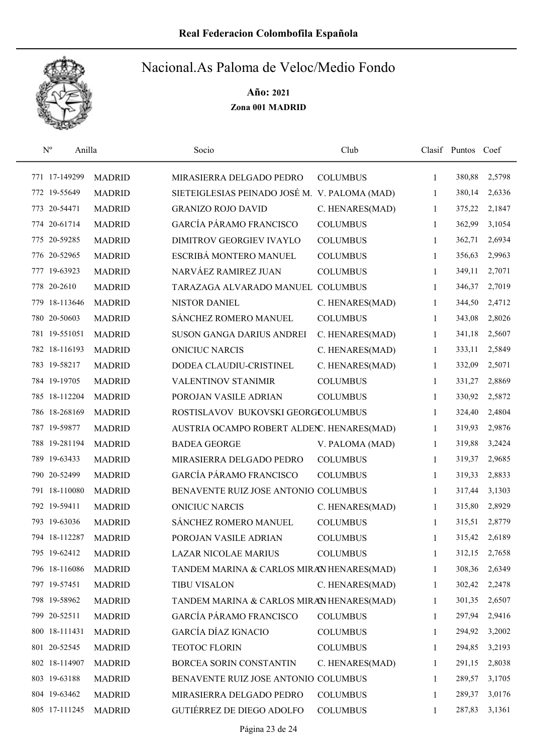# Real Federacion Colombofila Española

## Nacional.As Paloma de Veloc/Medio Fondo

**Año: 2021**

**Zona 001 MADRID**

| Nº | Anilla | | Socio | Club | Clasif | Puntos | Coef |
|---|---|---|---|---|---|---|---|
| 771 | 17-149299 | MADRID | MIRASIERRA DELGADO PEDRO | COLUMBUS | 1 | 380,88 | 2,5798 |
| 772 | 19-55649 | MADRID | SIETEIGLESIAS PEINADO JOSÉ M. | V. PALOMA (MAD) | 1 | 380,14 | 2,6336 |
| 773 | 20-54471 | MADRID | GRANIZO ROJO DAVID | C. HENARES(MAD) | 1 | 375,22 | 2,1847 |
| 774 | 20-61714 | MADRID | GARCÍA PÁRAMO FRANCISCO | COLUMBUS | 1 | 362,99 | 3,1054 |
| 775 | 20-59285 | MADRID | DIMITROV GEORGIEV IVAYLO | COLUMBUS | 1 | 362,71 | 2,6934 |
| 776 | 20-52965 | MADRID | ESCRIBÁ MONTERO MANUEL | COLUMBUS | 1 | 356,63 | 2,9963 |
| 777 | 19-63923 | MADRID | NARVÁEZ RAMIREZ JUAN | COLUMBUS | 1 | 349,11 | 2,7071 |
| 778 | 20-2610 | MADRID | TARAZAGA ALVARADO MANUEL | COLUMBUS | 1 | 346,37 | 2,7019 |
| 779 | 18-113646 | MADRID | NISTOR DANIEL | C. HENARES(MAD) | 1 | 344,50 | 2,4712 |
| 780 | 20-50603 | MADRID | SÁNCHEZ ROMERO MANUEL | COLUMBUS | 1 | 343,08 | 2,8026 |
| 781 | 19-551051 | MADRID | SUSON GANGA DARIUS ANDREI | C. HENARES(MAD) | 1 | 341,18 | 2,5607 |
| 782 | 18-116193 | MADRID | ONICIUC NARCIS | C. HENARES(MAD) | 1 | 333,11 | 2,5849 |
| 783 | 19-58217 | MADRID | DODEA CLAUDIU-CRISTINEL | C. HENARES(MAD) | 1 | 332,09 | 2,5071 |
| 784 | 19-19705 | MADRID | VALENTINOV STANIMIR | COLUMBUS | 1 | 331,27 | 2,8869 |
| 785 | 18-112204 | MADRID | POROJAN VASILE ADRIAN | COLUMBUS | 1 | 330,92 | 2,5872 |
| 786 | 18-268169 | MADRID | ROSTISLAVOV BUKOVSKI GEORGI | COLUMBUS | 1 | 324,40 | 2,4804 |
| 787 | 19-59877 | MADRID | AUSTRIA OCAMPO ROBERT ALDEN | C. HENARES(MAD) | 1 | 319,93 | 2,9876 |
| 788 | 19-281194 | MADRID | BADEA GEORGE | V. PALOMA (MAD) | 1 | 319,88 | 3,2424 |
| 789 | 19-63433 | MADRID | MIRASIERRA DELGADO PEDRO | COLUMBUS | 1 | 319,37 | 2,9685 |
| 790 | 20-52499 | MADRID | GARCÍA PÁRAMO FRANCISCO | COLUMBUS | 1 | 319,33 | 2,8833 |
| 791 | 18-110080 | MADRID | BENAVENTE RUIZ JOSE ANTONIO | COLUMBUS | 1 | 317,44 | 3,1303 |
| 792 | 19-59411 | MADRID | ONICIUC NARCIS | C. HENARES(MAD) | 1 | 315,80 | 2,8929 |
| 793 | 19-63036 | MADRID | SÁNCHEZ ROMERO MANUEL | COLUMBUS | 1 | 315,51 | 2,8779 |
| 794 | 18-112287 | MADRID | POROJAN VASILE ADRIAN | COLUMBUS | 1 | 315,42 | 2,6189 |
| 795 | 19-62412 | MADRID | LAZAR NICOLAE MARIUS | COLUMBUS | 1 | 312,15 | 2,7658 |
| 796 | 18-116086 | MADRID | TANDEM MARINA & CARLOS MIRA | C. HENARES(MAD) | 1 | 308,36 | 2,6349 |
| 797 | 19-57451 | MADRID | TIBU VISALON | C. HENARES(MAD) | 1 | 302,42 | 2,2478 |
| 798 | 19-58962 | MADRID | TANDEM MARINA & CARLOS MIRA | C. HENARES(MAD) | 1 | 301,35 | 2,6507 |
| 799 | 20-52511 | MADRID | GARCÍA PÁRAMO FRANCISCO | COLUMBUS | 1 | 297,94 | 2,9416 |
| 800 | 18-111431 | MADRID | GARCÍA DÍAZ IGNACIO | COLUMBUS | 1 | 294,92 | 3,2002 |
| 801 | 20-52545 | MADRID | TEOTOC FLORIN | COLUMBUS | 1 | 294,85 | 3,2193 |
| 802 | 18-114907 | MADRID | BORCEA SORIN CONSTANTIN | C. HENARES(MAD) | 1 | 291,15 | 2,8038 |
| 803 | 19-63188 | MADRID | BENAVENTE RUIZ JOSE ANTONIO | COLUMBUS | 1 | 289,57 | 3,1705 |
| 804 | 19-63462 | MADRID | MIRASIERRA DELGADO PEDRO | COLUMBUS | 1 | 289,37 | 3,0176 |
| 805 | 17-111245 | MADRID | GUTIÉRREZ DE DIEGO ADOLFO | COLUMBUS | 1 | 287,83 | 3,1361 |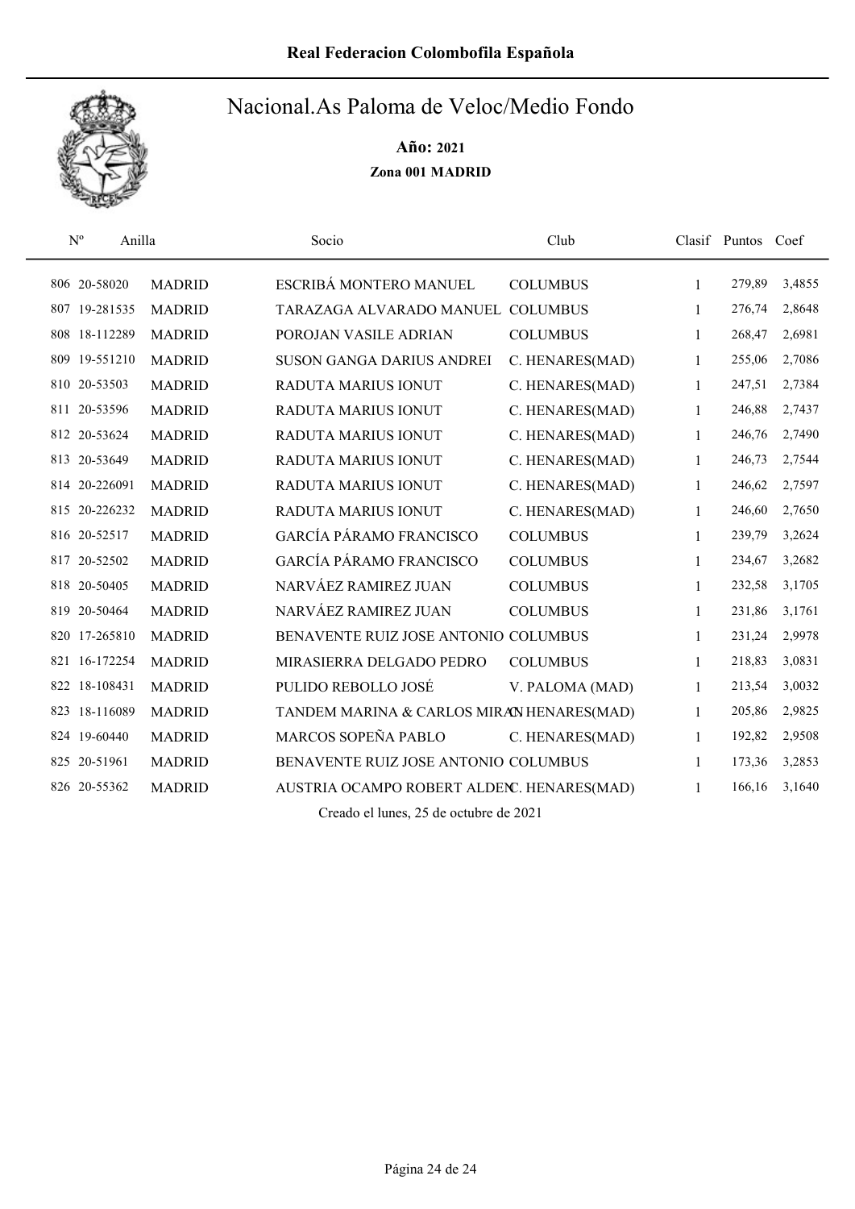# Real Federacion Colombofila Española

## Nacional.As Paloma de Veloc/Medio Fondo

**Año: 2021**

**Zona 001 MADRID**

| Nº | Anilla | | Socio | Club | Clasif | Puntos | Coef |
|---|---|---|---|---|---|---|---|
| 806 | 20-58020 | MADRID | ESCRIBÁ MONTERO MANUEL | COLUMBUS | 1 | 279,89 | 3,4855 |
| 807 | 19-281535 | MADRID | TARAZAGA ALVARADO MANUEL | COLUMBUS | 1 | 276,74 | 2,8648 |
| 808 | 18-112289 | MADRID | POROJAN VASILE ADRIAN | COLUMBUS | 1 | 268,47 | 2,6981 |
| 809 | 19-551210 | MADRID | SUSON GANGA DARIUS ANDREI | C. HENARES(MAD) | 1 | 255,06 | 2,7086 |
| 810 | 20-53503 | MADRID | RADUTA MARIUS IONUT | C. HENARES(MAD) | 1 | 247,51 | 2,7384 |
| 811 | 20-53596 | MADRID | RADUTA MARIUS IONUT | C. HENARES(MAD) | 1 | 246,88 | 2,7437 |
| 812 | 20-53624 | MADRID | RADUTA MARIUS IONUT | C. HENARES(MAD) | 1 | 246,76 | 2,7490 |
| 813 | 20-53649 | MADRID | RADUTA MARIUS IONUT | C. HENARES(MAD) | 1 | 246,73 | 2,7544 |
| 814 | 20-226091 | MADRID | RADUTA MARIUS IONUT | C. HENARES(MAD) | 1 | 246,62 | 2,7597 |
| 815 | 20-226232 | MADRID | RADUTA MARIUS IONUT | C. HENARES(MAD) | 1 | 246,60 | 2,7650 |
| 816 | 20-52517 | MADRID | GARCÍA PÁRAMO FRANCISCO | COLUMBUS | 1 | 239,79 | 3,2624 |
| 817 | 20-52502 | MADRID | GARCÍA PÁRAMO FRANCISCO | COLUMBUS | 1 | 234,67 | 3,2682 |
| 818 | 20-50405 | MADRID | NARVÁEZ RAMIREZ JUAN | COLUMBUS | 1 | 232,58 | 3,1705 |
| 819 | 20-50464 | MADRID | NARVÁEZ RAMIREZ JUAN | COLUMBUS | 1 | 231,86 | 3,1761 |
| 820 | 17-265810 | MADRID | BENAVENTE RUIZ JOSE ANTONIO | COLUMBUS | 1 | 231,24 | 2,9978 |
| 821 | 16-172254 | MADRID | MIRASIERRA DELGADO PEDRO | COLUMBUS | 1 | 218,83 | 3,0831 |
| 822 | 18-108431 | MADRID | PULIDO REBOLLO JOSÉ | V. PALOMA (MAD) | 1 | 213,54 | 3,0032 |
| 823 | 18-116089 | MADRID | TANDEM MARINA & CARLOS MIRA | C. HENARES(MAD) | 1 | 205,86 | 2,9825 |
| 824 | 19-60440 | MADRID | MARCOS SOPEÑA PABLO | C. HENARES(MAD) | 1 | 192,82 | 2,9508 |
| 825 | 20-51961 | MADRID | BENAVENTE RUIZ JOSE ANTONIO | COLUMBUS | 1 | 173,36 | 3,2853 |
| 826 | 20-55362 | MADRID | AUSTRIA OCAMPO ROBERT ALDEN | C. HENARES(MAD) | 1 | 166,16 | 3,1640 |

Creado el lunes, 25 de octubre de 2021